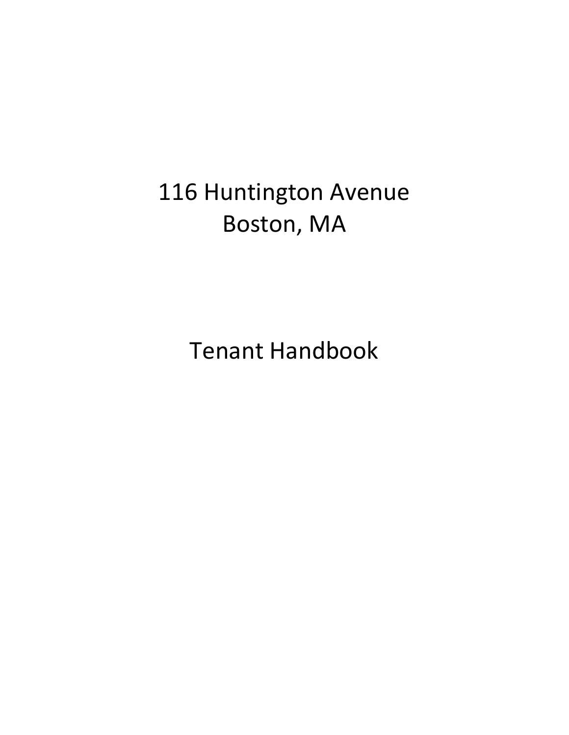# 116 Huntington Avenue
# Boston, MA

# Tenant Handbook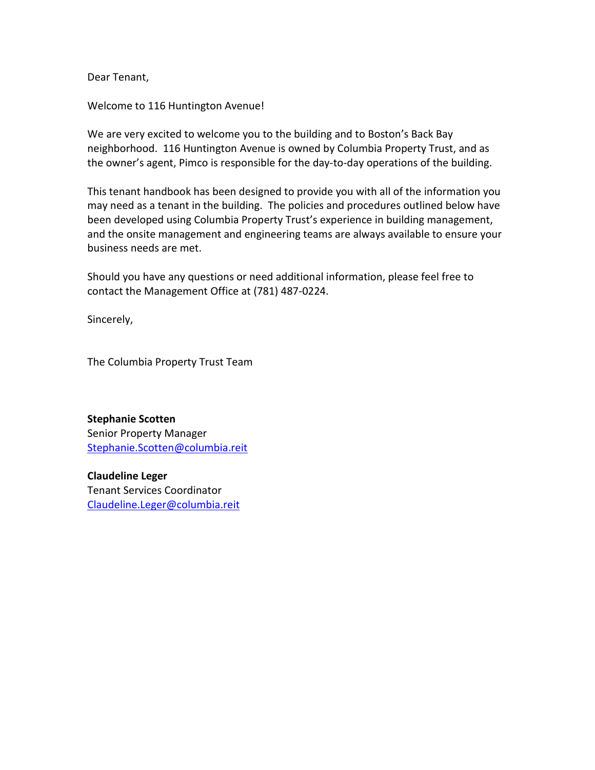Dear Tenant,

Welcome to 116 Huntington Avenue!

We are very excited to welcome you to the building and to Boston's Back Bay neighborhood. 116 Huntington Avenue is owned by Columbia Property Trust, and as the owner's agent, Pimco is responsible for the day-to-day operations of the building.

This tenant handbook has been designed to provide you with all of the information you may need as a tenant in the building. The policies and procedures outlined below have been developed using Columbia Property Trust's experience in building management, and the onsite management and engineering teams are always available to ensure your business needs are met.

Should you have any questions or need additional information, please feel free to contact the Management Office at (781) 487-0224.

Sincerely,

The Columbia Property Trust Team

**Stephanie Scotten**
Senior Property Manager
Stephanie.Scotten@columbia.reit

**Claudeline Leger**
Tenant Services Coordinator
Claudeline.Leger@columbia.reit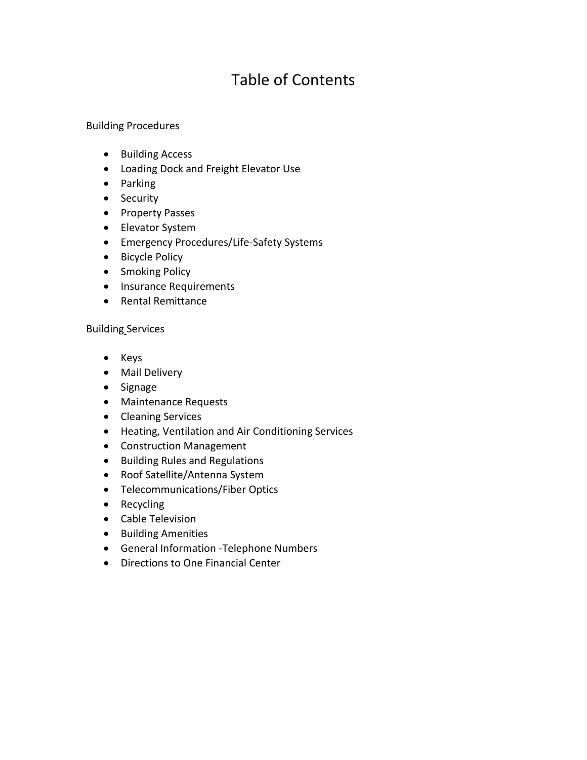# Table of Contents

Building Procedures

- Building Access
- Loading Dock and Freight Elevator Use
- Parking
- Security
- Property Passes
- Elevator System
- Emergency Procedures/Life-Safety Systems
- Bicycle Policy
- Smoking Policy
- Insurance Requirements
- Rental Remittance

Building Services

- Keys
- Mail Delivery
- Signage
- Maintenance Requests
- Cleaning Services
- Heating, Ventilation and Air Conditioning Services
- Construction Management
- Building Rules and Regulations
- Roof Satellite/Antenna System
- Telecommunications/Fiber Optics
- Recycling
- Cable Television
- Building Amenities
- General Information -Telephone Numbers
- Directions to One Financial Center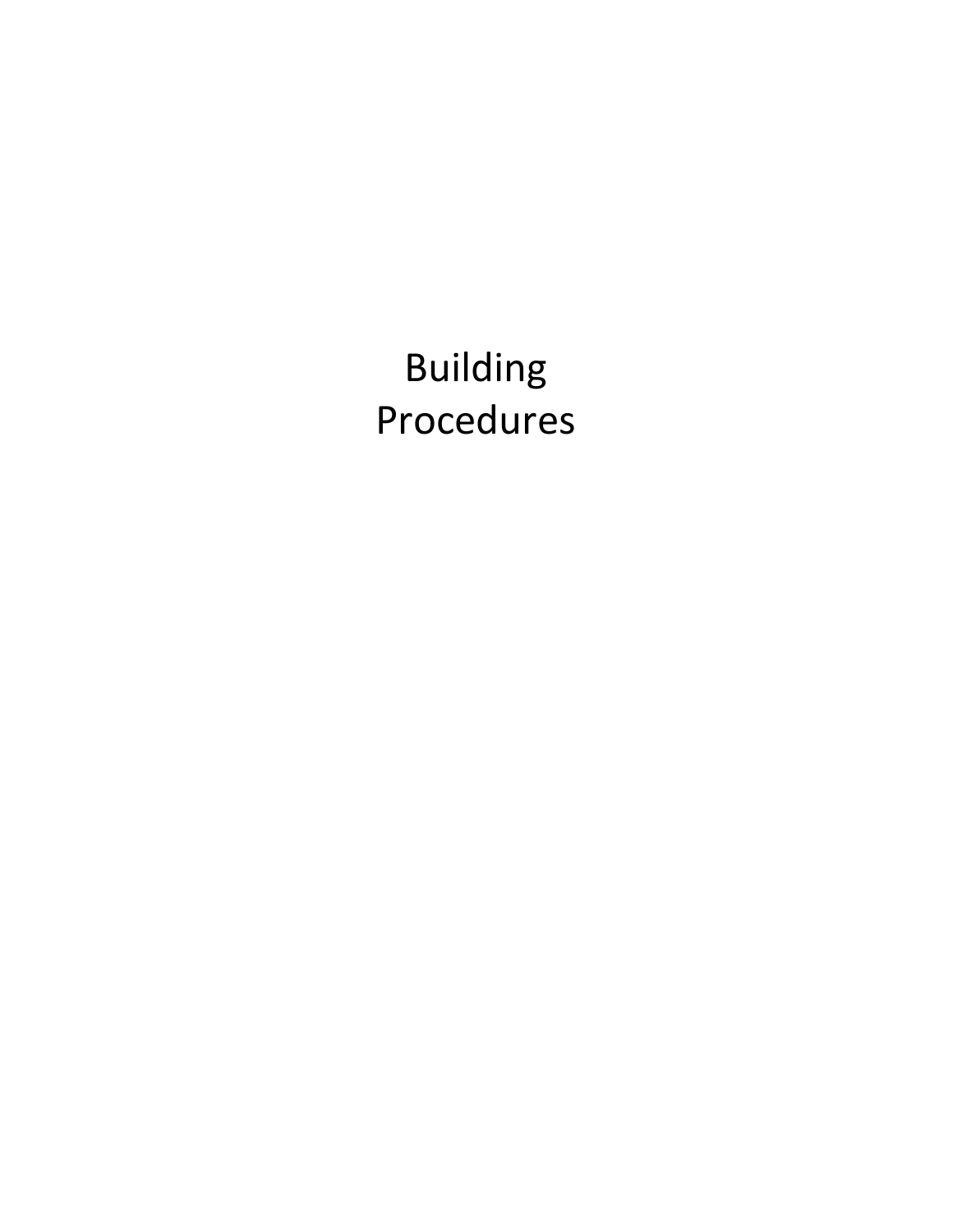# Building Procedures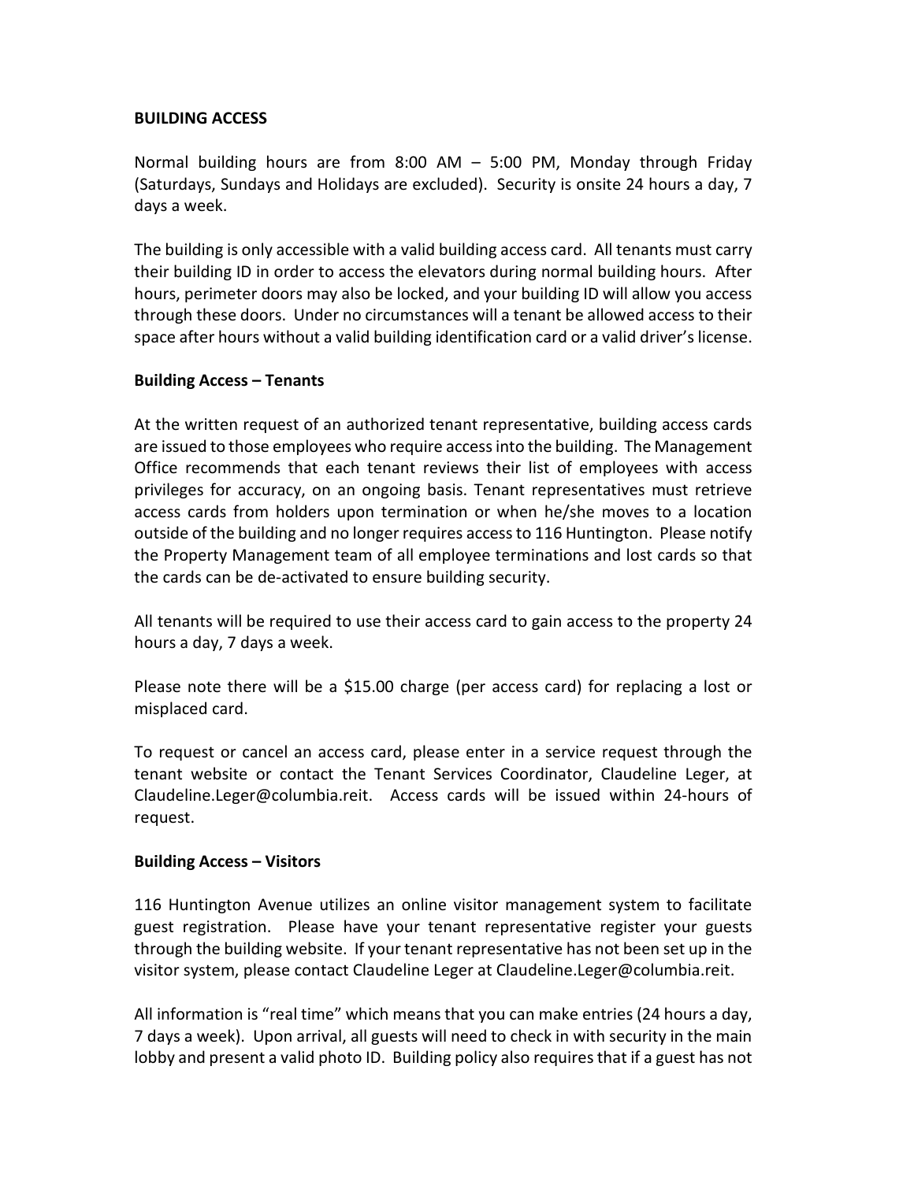**BUILDING ACCESS**

Normal building hours are from 8:00 AM – 5:00 PM, Monday through Friday (Saturdays, Sundays and Holidays are excluded). Security is onsite 24 hours a day, 7 days a week.

The building is only accessible with a valid building access card. All tenants must carry their building ID in order to access the elevators during normal building hours. After hours, perimeter doors may also be locked, and your building ID will allow you access through these doors. Under no circumstances will a tenant be allowed access to their space after hours without a valid building identification card or a valid driver's license.

**Building Access – Tenants**

At the written request of an authorized tenant representative, building access cards are issued to those employees who require access into the building. The Management Office recommends that each tenant reviews their list of employees with access privileges for accuracy, on an ongoing basis. Tenant representatives must retrieve access cards from holders upon termination or when he/she moves to a location outside of the building and no longer requires access to 116 Huntington. Please notify the Property Management team of all employee terminations and lost cards so that the cards can be de-activated to ensure building security.

All tenants will be required to use their access card to gain access to the property 24 hours a day, 7 days a week.

Please note there will be a $15.00 charge (per access card) for replacing a lost or misplaced card.

To request or cancel an access card, please enter in a service request through the tenant website or contact the Tenant Services Coordinator, Claudeline Leger, at Claudeline.Leger@columbia.reit. Access cards will be issued within 24-hours of request.

**Building Access – Visitors**

116 Huntington Avenue utilizes an online visitor management system to facilitate guest registration. Please have your tenant representative register your guests through the building website. If your tenant representative has not been set up in the visitor system, please contact Claudeline Leger at Claudeline.Leger@columbia.reit.

All information is "real time" which means that you can make entries (24 hours a day, 7 days a week). Upon arrival, all guests will need to check in with security in the main lobby and present a valid photo ID. Building policy also requires that if a guest has not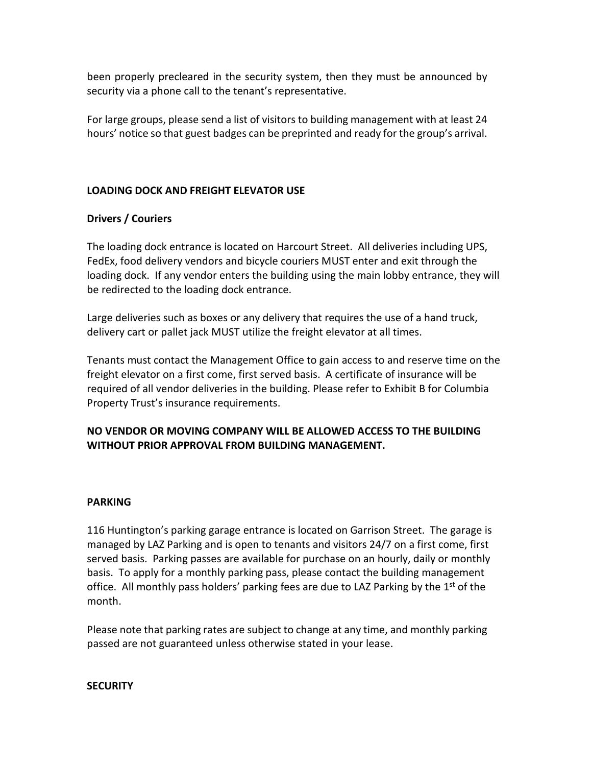been properly precleared in the security system, then they must be announced by security via a phone call to the tenant's representative.

For large groups, please send a list of visitors to building management with at least 24 hours' notice so that guest badges can be preprinted and ready for the group's arrival.

**LOADING DOCK AND FREIGHT ELEVATOR USE**

**Drivers / Couriers**

The loading dock entrance is located on Harcourt Street. All deliveries including UPS, FedEx, food delivery vendors and bicycle couriers MUST enter and exit through the loading dock. If any vendor enters the building using the main lobby entrance, they will be redirected to the loading dock entrance.

Large deliveries such as boxes or any delivery that requires the use of a hand truck, delivery cart or pallet jack MUST utilize the freight elevator at all times.

Tenants must contact the Management Office to gain access to and reserve time on the freight elevator on a first come, first served basis. A certificate of insurance will be required of all vendor deliveries in the building. Please refer to Exhibit B for Columbia Property Trust's insurance requirements.

**NO VENDOR OR MOVING COMPANY WILL BE ALLOWED ACCESS TO THE BUILDING WITHOUT PRIOR APPROVAL FROM BUILDING MANAGEMENT.**

**PARKING**

116 Huntington's parking garage entrance is located on Garrison Street. The garage is managed by LAZ Parking and is open to tenants and visitors 24/7 on a first come, first served basis. Parking passes are available for purchase on an hourly, daily or monthly basis. To apply for a monthly parking pass, please contact the building management office. All monthly pass holders' parking fees are due to LAZ Parking by the 1st of the month.

Please note that parking rates are subject to change at any time, and monthly parking passed are not guaranteed unless otherwise stated in your lease.

**SECURITY**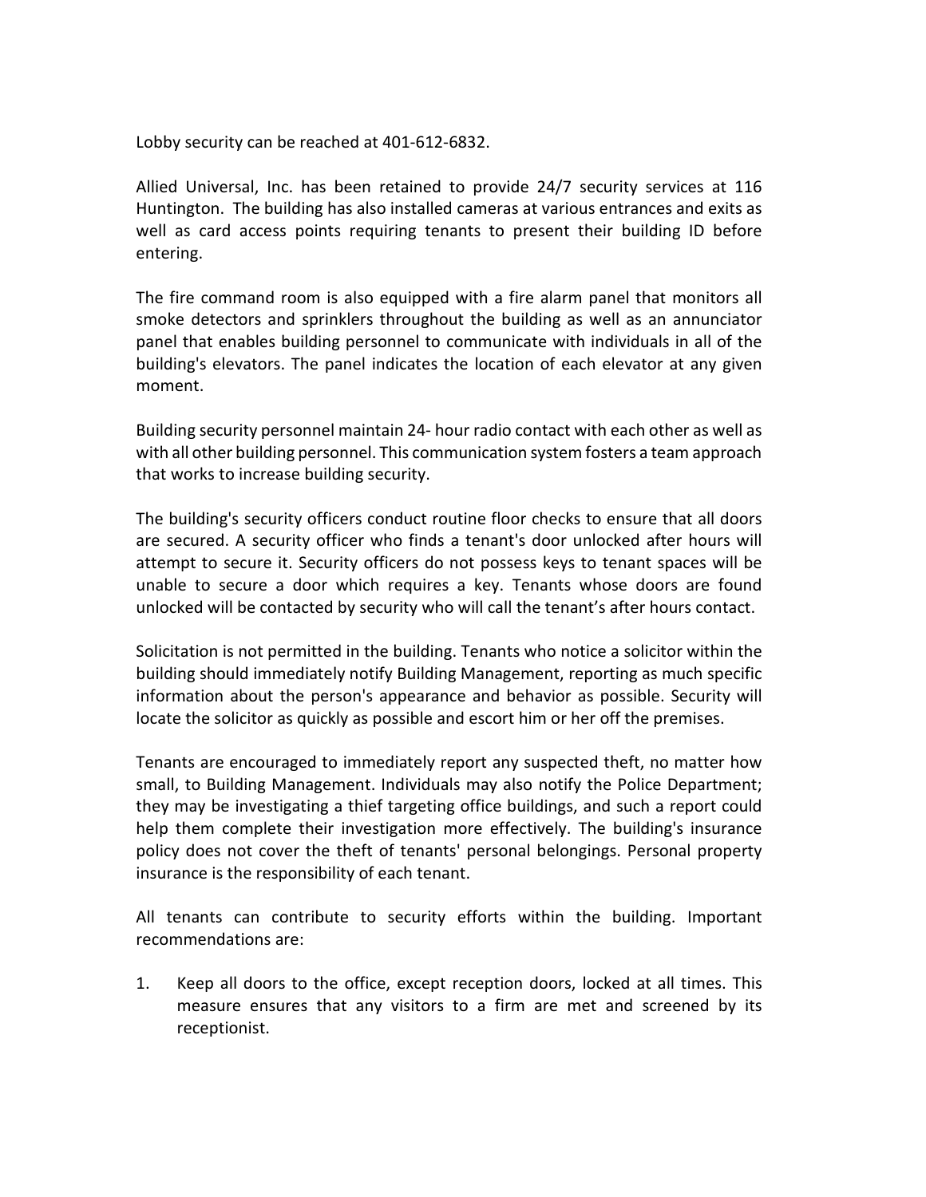Lobby security can be reached at 401-612-6832.

Allied Universal, Inc. has been retained to provide 24/7 security services at 116 Huntington. The building has also installed cameras at various entrances and exits as well as card access points requiring tenants to present their building ID before entering.

The fire command room is also equipped with a fire alarm panel that monitors all smoke detectors and sprinklers throughout the building as well as an annunciator panel that enables building personnel to communicate with individuals in all of the building's elevators. The panel indicates the location of each elevator at any given moment.

Building security personnel maintain 24- hour radio contact with each other as well as with all other building personnel. This communication system fosters a team approach that works to increase building security.

The building's security officers conduct routine floor checks to ensure that all doors are secured. A security officer who finds a tenant's door unlocked after hours will attempt to secure it. Security officers do not possess keys to tenant spaces will be unable to secure a door which requires a key. Tenants whose doors are found unlocked will be contacted by security who will call the tenant's after hours contact.

Solicitation is not permitted in the building. Tenants who notice a solicitor within the building should immediately notify Building Management, reporting as much specific information about the person's appearance and behavior as possible. Security will locate the solicitor as quickly as possible and escort him or her off the premises.

Tenants are encouraged to immediately report any suspected theft, no matter how small, to Building Management. Individuals may also notify the Police Department; they may be investigating a thief targeting office buildings, and such a report could help them complete their investigation more effectively. The building's insurance policy does not cover the theft of tenants' personal belongings. Personal property insurance is the responsibility of each tenant.

All tenants can contribute to security efforts within the building. Important recommendations are:

1. Keep all doors to the office, except reception doors, locked at all times. This measure ensures that any visitors to a firm are met and screened by its receptionist.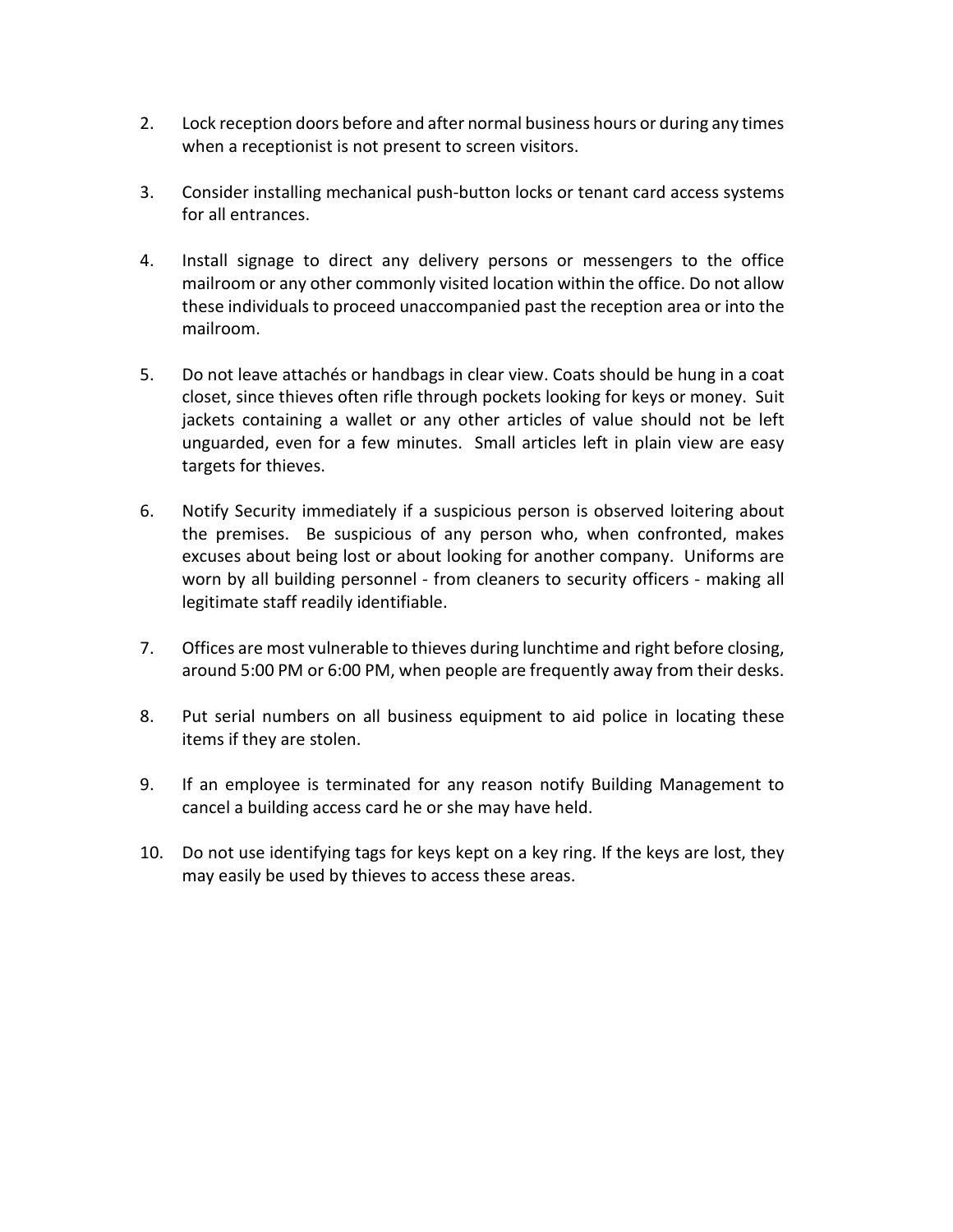2. Lock reception doors before and after normal business hours or during any times when a receptionist is not present to screen visitors.

3. Consider installing mechanical push-button locks or tenant card access systems for all entrances.

4. Install signage to direct any delivery persons or messengers to the office mailroom or any other commonly visited location within the office. Do not allow these individuals to proceed unaccompanied past the reception area or into the mailroom.

5. Do not leave attachés or handbags in clear view. Coats should be hung in a coat closet, since thieves often rifle through pockets looking for keys or money. Suit jackets containing a wallet or any other articles of value should not be left unguarded, even for a few minutes. Small articles left in plain view are easy targets for thieves.

6. Notify Security immediately if a suspicious person is observed loitering about the premises. Be suspicious of any person who, when confronted, makes excuses about being lost or about looking for another company. Uniforms are worn by all building personnel - from cleaners to security officers - making all legitimate staff readily identifiable.

7. Offices are most vulnerable to thieves during lunchtime and right before closing, around 5:00 PM or 6:00 PM, when people are frequently away from their desks.

8. Put serial numbers on all business equipment to aid police in locating these items if they are stolen.

9. If an employee is terminated for any reason notify Building Management to cancel a building access card he or she may have held.

10. Do not use identifying tags for keys kept on a key ring. If the keys are lost, they may easily be used by thieves to access these areas.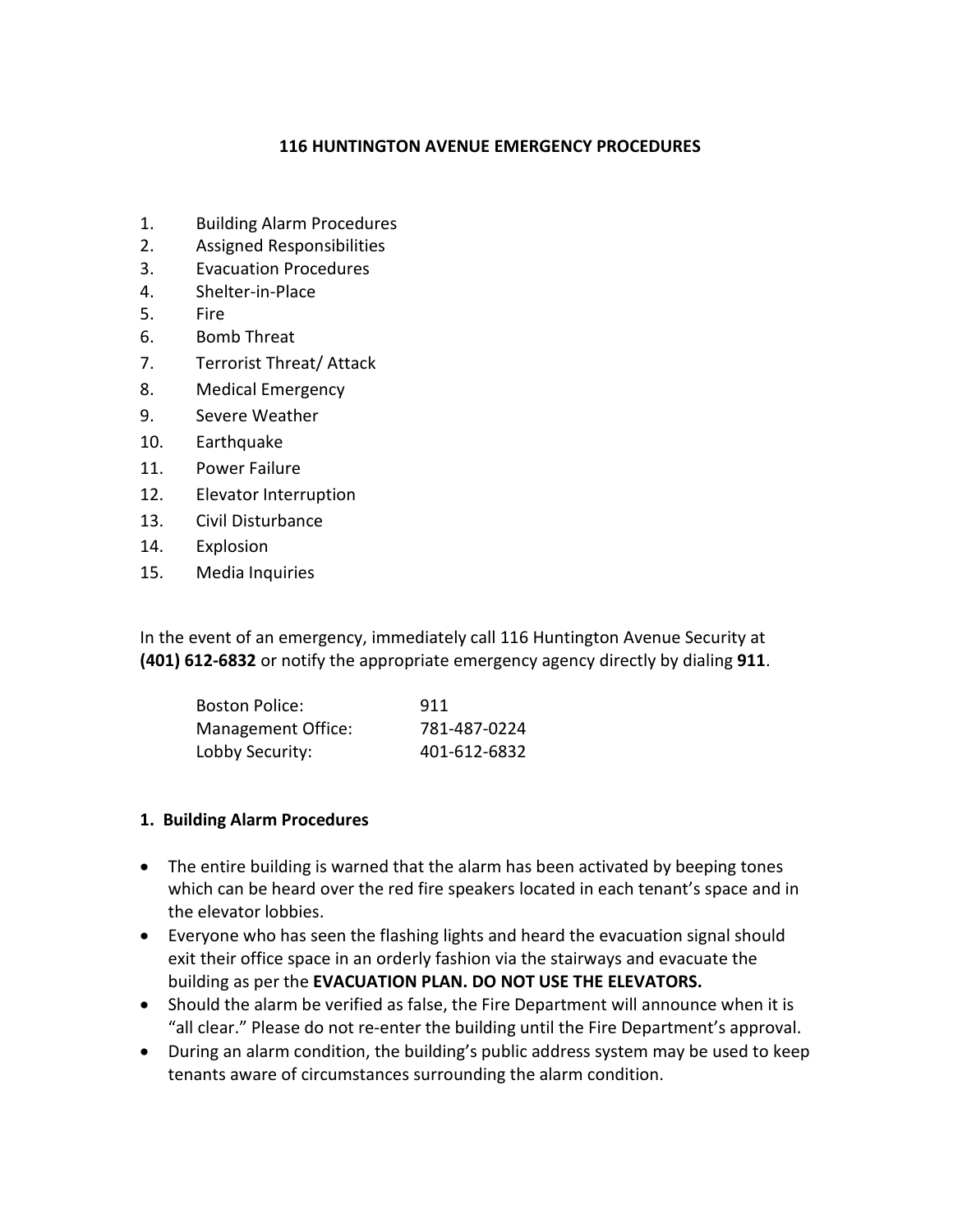## 116 HUNTINGTON AVENUE EMERGENCY PROCEDURES

1. Building Alarm Procedures
2. Assigned Responsibilities
3. Evacuation Procedures
4. Shelter-in-Place
5. Fire
6. Bomb Threat
7. Terrorist Threat/ Attack
8. Medical Emergency
9. Severe Weather
10. Earthquake
11. Power Failure
12. Elevator Interruption
13. Civil Disturbance
14. Explosion
15. Media Inquiries

In the event of an emergency, immediately call 116 Huntington Avenue Security at **(401) 612-6832** or notify the appropriate emergency agency directly by dialing **911**.

| | |
|---|---|
| Boston Police: | 911 |
| Management Office: | 781-487-0224 |
| Lobby Security: | 401-612-6832 |

### 1. Building Alarm Procedures

- The entire building is warned that the alarm has been activated by beeping tones which can be heard over the red fire speakers located in each tenant's space and in the elevator lobbies.
- Everyone who has seen the flashing lights and heard the evacuation signal should exit their office space in an orderly fashion via the stairways and evacuate the building as per the **EVACUATION PLAN. DO NOT USE THE ELEVATORS.**
- Should the alarm be verified as false, the Fire Department will announce when it is "all clear." Please do not re-enter the building until the Fire Department's approval.
- During an alarm condition, the building's public address system may be used to keep tenants aware of circumstances surrounding the alarm condition.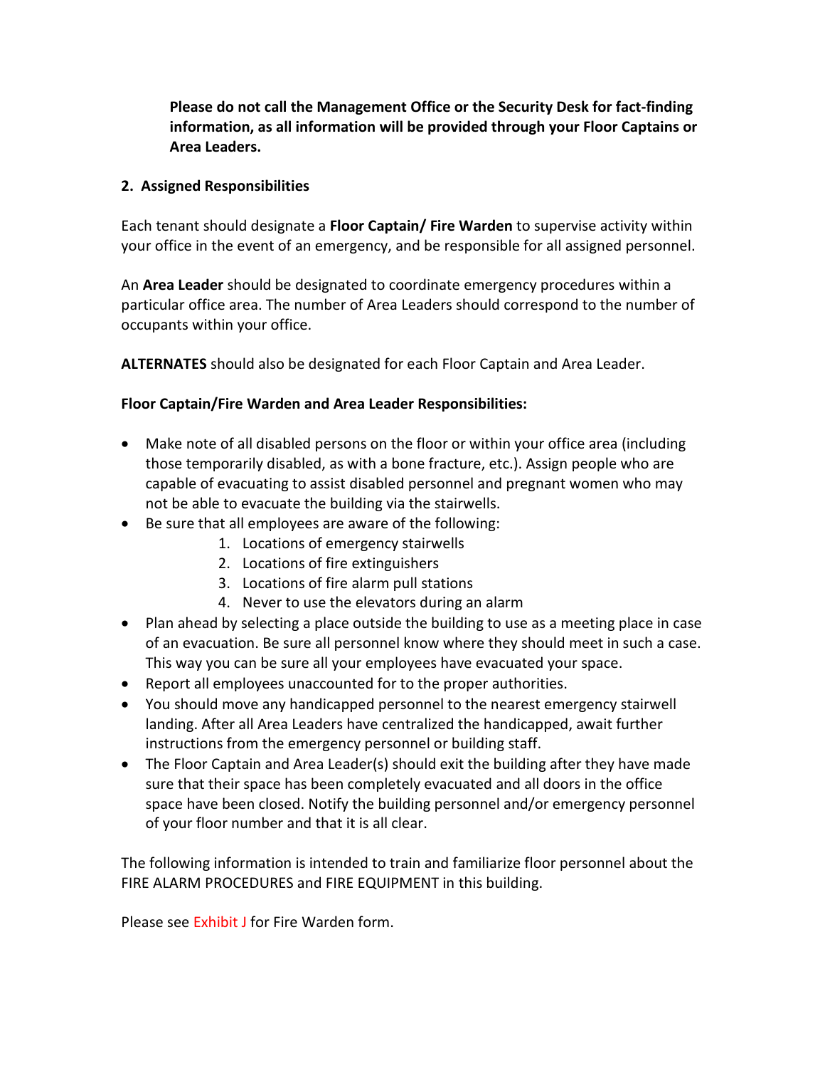**Please do not call the Management Office or the Security Desk for fact-finding information, as all information will be provided through your Floor Captains or Area Leaders.**

## 2. Assigned Responsibilities

Each tenant should designate a **Floor Captain/ Fire Warden** to supervise activity within your office in the event of an emergency, and be responsible for all assigned personnel.

An **Area Leader** should be designated to coordinate emergency procedures within a particular office area. The number of Area Leaders should correspond to the number of occupants within your office.

**ALTERNATES** should also be designated for each Floor Captain and Area Leader.

**Floor Captain/Fire Warden and Area Leader Responsibilities:**

- Make note of all disabled persons on the floor or within your office area (including those temporarily disabled, as with a bone fracture, etc.). Assign people who are capable of evacuating to assist disabled personnel and pregnant women who may not be able to evacuate the building via the stairwells.
- Be sure that all employees are aware of the following:
  1. Locations of emergency stairwells
  2. Locations of fire extinguishers
  3. Locations of fire alarm pull stations
  4. Never to use the elevators during an alarm
- Plan ahead by selecting a place outside the building to use as a meeting place in case of an evacuation. Be sure all personnel know where they should meet in such a case. This way you can be sure all your employees have evacuated your space.
- Report all employees unaccounted for to the proper authorities.
- You should move any handicapped personnel to the nearest emergency stairwell landing. After all Area Leaders have centralized the handicapped, await further instructions from the emergency personnel or building staff.
- The Floor Captain and Area Leader(s) should exit the building after they have made sure that their space has been completely evacuated and all doors in the office space have been closed. Notify the building personnel and/or emergency personnel of your floor number and that it is all clear.

The following information is intended to train and familiarize floor personnel about the FIRE ALARM PROCEDURES and FIRE EQUIPMENT in this building.

Please see Exhibit J for Fire Warden form.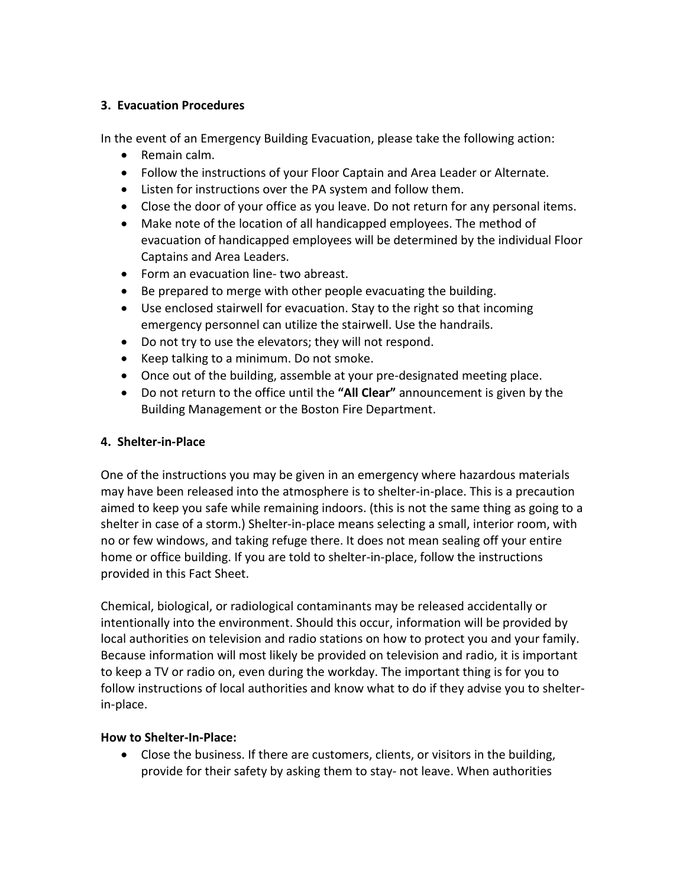**3. Evacuation Procedures**

In the event of an Emergency Building Evacuation, please take the following action:

- Remain calm.
- Follow the instructions of your Floor Captain and Area Leader or Alternate.
- Listen for instructions over the PA system and follow them.
- Close the door of your office as you leave. Do not return for any personal items.
- Make note of the location of all handicapped employees. The method of evacuation of handicapped employees will be determined by the individual Floor Captains and Area Leaders.
- Form an evacuation line- two abreast.
- Be prepared to merge with other people evacuating the building.
- Use enclosed stairwell for evacuation. Stay to the right so that incoming emergency personnel can utilize the stairwell. Use the handrails.
- Do not try to use the elevators; they will not respond.
- Keep talking to a minimum. Do not smoke.
- Once out of the building, assemble at your pre-designated meeting place.
- Do not return to the office until the **"All Clear"** announcement is given by the Building Management or the Boston Fire Department.

**4. Shelter-in-Place**

One of the instructions you may be given in an emergency where hazardous materials may have been released into the atmosphere is to shelter-in-place. This is a precaution aimed to keep you safe while remaining indoors. (this is not the same thing as going to a shelter in case of a storm.) Shelter-in-place means selecting a small, interior room, with no or few windows, and taking refuge there. It does not mean sealing off your entire home or office building. If you are told to shelter-in-place, follow the instructions provided in this Fact Sheet.

Chemical, biological, or radiological contaminants may be released accidentally or intentionally into the environment. Should this occur, information will be provided by local authorities on television and radio stations on how to protect you and your family. Because information will most likely be provided on television and radio, it is important to keep a TV or radio on, even during the workday. The important thing is for you to follow instructions of local authorities and know what to do if they advise you to shelter-in-place.

**How to Shelter-In-Place:**

- Close the business. If there are customers, clients, or visitors in the building, provide for their safety by asking them to stay- not leave. When authorities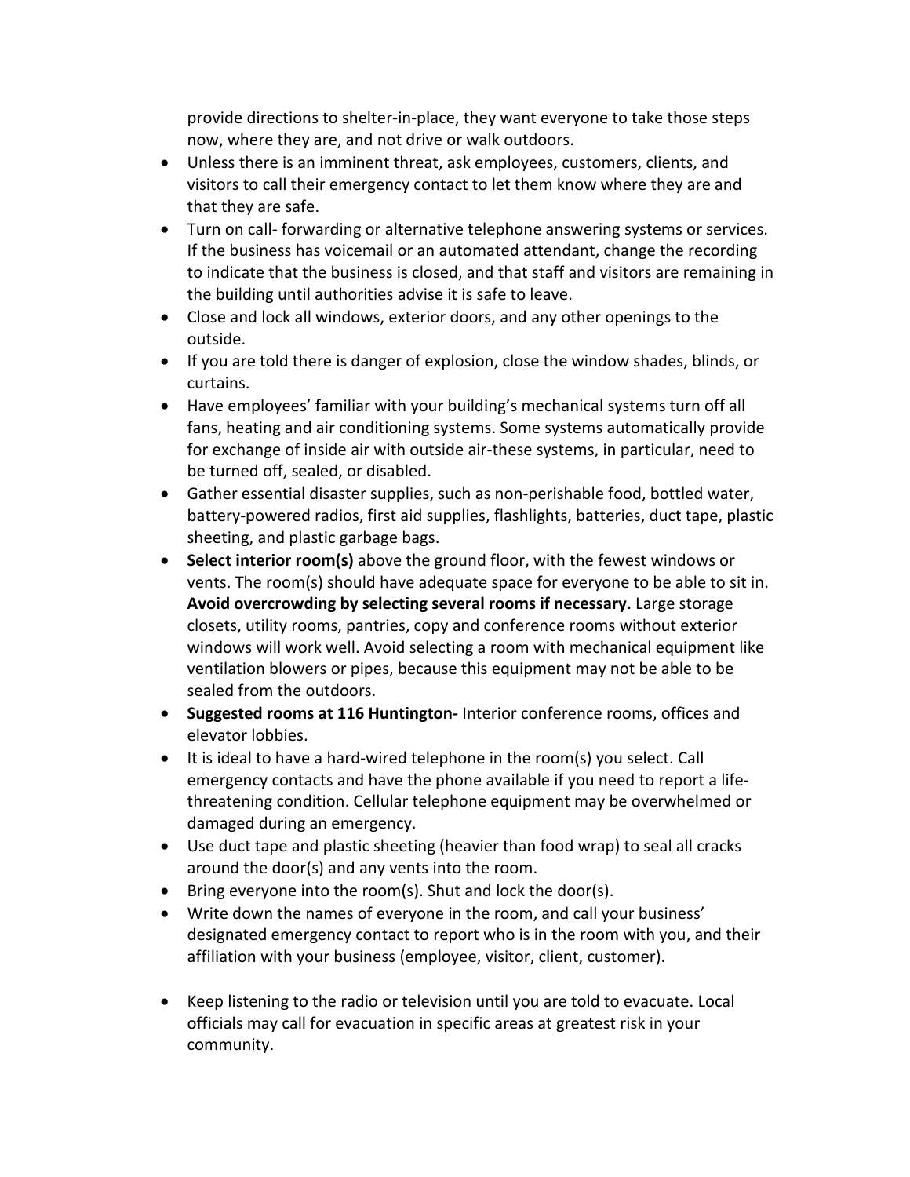provide directions to shelter-in-place, they want everyone to take those steps now, where they are, and not drive or walk outdoors.

- Unless there is an imminent threat, ask employees, customers, clients, and visitors to call their emergency contact to let them know where they are and that they are safe.
- Turn on call- forwarding or alternative telephone answering systems or services. If the business has voicemail or an automated attendant, change the recording to indicate that the business is closed, and that staff and visitors are remaining in the building until authorities advise it is safe to leave.
- Close and lock all windows, exterior doors, and any other openings to the outside.
- If you are told there is danger of explosion, close the window shades, blinds, or curtains.
- Have employees' familiar with your building's mechanical systems turn off all fans, heating and air conditioning systems. Some systems automatically provide for exchange of inside air with outside air-these systems, in particular, need to be turned off, sealed, or disabled.
- Gather essential disaster supplies, such as non-perishable food, bottled water, battery-powered radios, first aid supplies, flashlights, batteries, duct tape, plastic sheeting, and plastic garbage bags.
- **Select interior room(s)** above the ground floor, with the fewest windows or vents. The room(s) should have adequate space for everyone to be able to sit in. **Avoid overcrowding by selecting several rooms if necessary.** Large storage closets, utility rooms, pantries, copy and conference rooms without exterior windows will work well. Avoid selecting a room with mechanical equipment like ventilation blowers or pipes, because this equipment may not be able to be sealed from the outdoors.
- **Suggested rooms at 116 Huntington-** Interior conference rooms, offices and elevator lobbies.
- It is ideal to have a hard-wired telephone in the room(s) you select. Call emergency contacts and have the phone available if you need to report a life-threatening condition. Cellular telephone equipment may be overwhelmed or damaged during an emergency.
- Use duct tape and plastic sheeting (heavier than food wrap) to seal all cracks around the door(s) and any vents into the room.
- Bring everyone into the room(s). Shut and lock the door(s).
- Write down the names of everyone in the room, and call your business' designated emergency contact to report who is in the room with you, and their affiliation with your business (employee, visitor, client, customer).
- Keep listening to the radio or television until you are told to evacuate. Local officials may call for evacuation in specific areas at greatest risk in your community.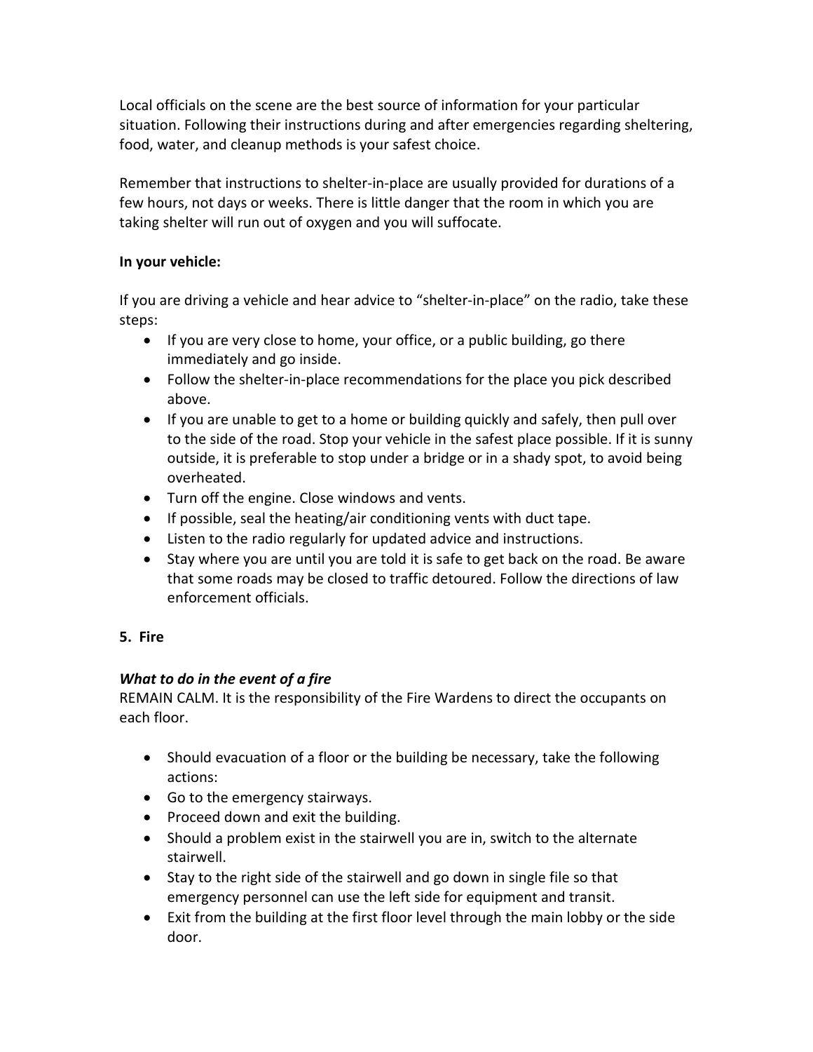Local officials on the scene are the best source of information for your particular situation. Following their instructions during and after emergencies regarding sheltering, food, water, and cleanup methods is your safest choice.

Remember that instructions to shelter-in-place are usually provided for durations of a few hours, not days or weeks. There is little danger that the room in which you are taking shelter will run out of oxygen and you will suffocate.

**In your vehicle:**

If you are driving a vehicle and hear advice to "shelter-in-place" on the radio, take these steps:

- If you are very close to home, your office, or a public building, go there immediately and go inside.
- Follow the shelter-in-place recommendations for the place you pick described above.
- If you are unable to get to a home or building quickly and safely, then pull over to the side of the road. Stop your vehicle in the safest place possible. If it is sunny outside, it is preferable to stop under a bridge or in a shady spot, to avoid being overheated.
- Turn off the engine. Close windows and vents.
- If possible, seal the heating/air conditioning vents with duct tape.
- Listen to the radio regularly for updated advice and instructions.
- Stay where you are until you are told it is safe to get back on the road. Be aware that some roads may be closed to traffic detoured. Follow the directions of law enforcement officials.

## 5. Fire

***What to do in the event of a fire***

REMAIN CALM. It is the responsibility of the Fire Wardens to direct the occupants on each floor.

- Should evacuation of a floor or the building be necessary, take the following actions:
- Go to the emergency stairways.
- Proceed down and exit the building.
- Should a problem exist in the stairwell you are in, switch to the alternate stairwell.
- Stay to the right side of the stairwell and go down in single file so that emergency personnel can use the left side for equipment and transit.
- Exit from the building at the first floor level through the main lobby or the side door.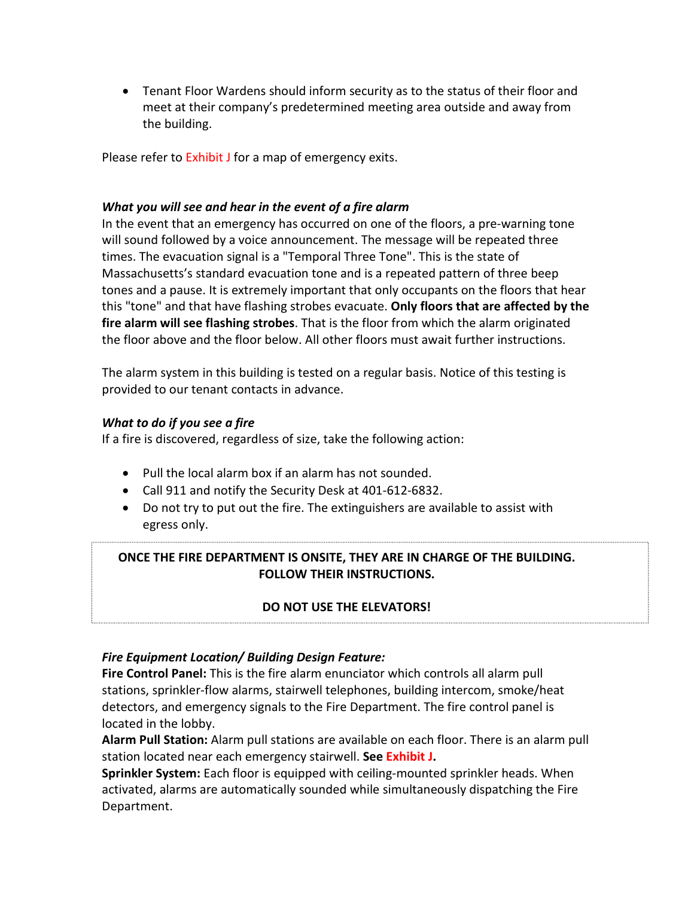- Tenant Floor Wardens should inform security as to the status of their floor and meet at their company's predetermined meeting area outside and away from the building.

Please refer to Exhibit J for a map of emergency exits.

***What you will see and hear in the event of a fire alarm***

In the event that an emergency has occurred on one of the floors, a pre-warning tone will sound followed by a voice announcement. The message will be repeated three times. The evacuation signal is a "Temporal Three Tone". This is the state of Massachusetts's standard evacuation tone and is a repeated pattern of three beep tones and a pause. It is extremely important that only occupants on the floors that hear this "tone" and that have flashing strobes evacuate. **Only floors that are affected by the fire alarm will see flashing strobes**. That is the floor from which the alarm originated the floor above and the floor below. All other floors must await further instructions.

The alarm system in this building is tested on a regular basis. Notice of this testing is provided to our tenant contacts in advance.

***What to do if you see a fire***

If a fire is discovered, regardless of size, take the following action:

- Pull the local alarm box if an alarm has not sounded.
- Call 911 and notify the Security Desk at 401-612-6832.
- Do not try to put out the fire. The extinguishers are available to assist with egress only.

**ONCE THE FIRE DEPARTMENT IS ONSITE, THEY ARE IN CHARGE OF THE BUILDING. FOLLOW THEIR INSTRUCTIONS.**

**DO NOT USE THE ELEVATORS!**

***Fire Equipment Location/ Building Design Feature:***

**Fire Control Panel:** This is the fire alarm enunciator which controls all alarm pull stations, sprinkler-flow alarms, stairwell telephones, building intercom, smoke/heat detectors, and emergency signals to the Fire Department. The fire control panel is located in the lobby.

**Alarm Pull Station:** Alarm pull stations are available on each floor. There is an alarm pull station located near each emergency stairwell. **See Exhibit J.**

**Sprinkler System:** Each floor is equipped with ceiling-mounted sprinkler heads. When activated, alarms are automatically sounded while simultaneously dispatching the Fire Department.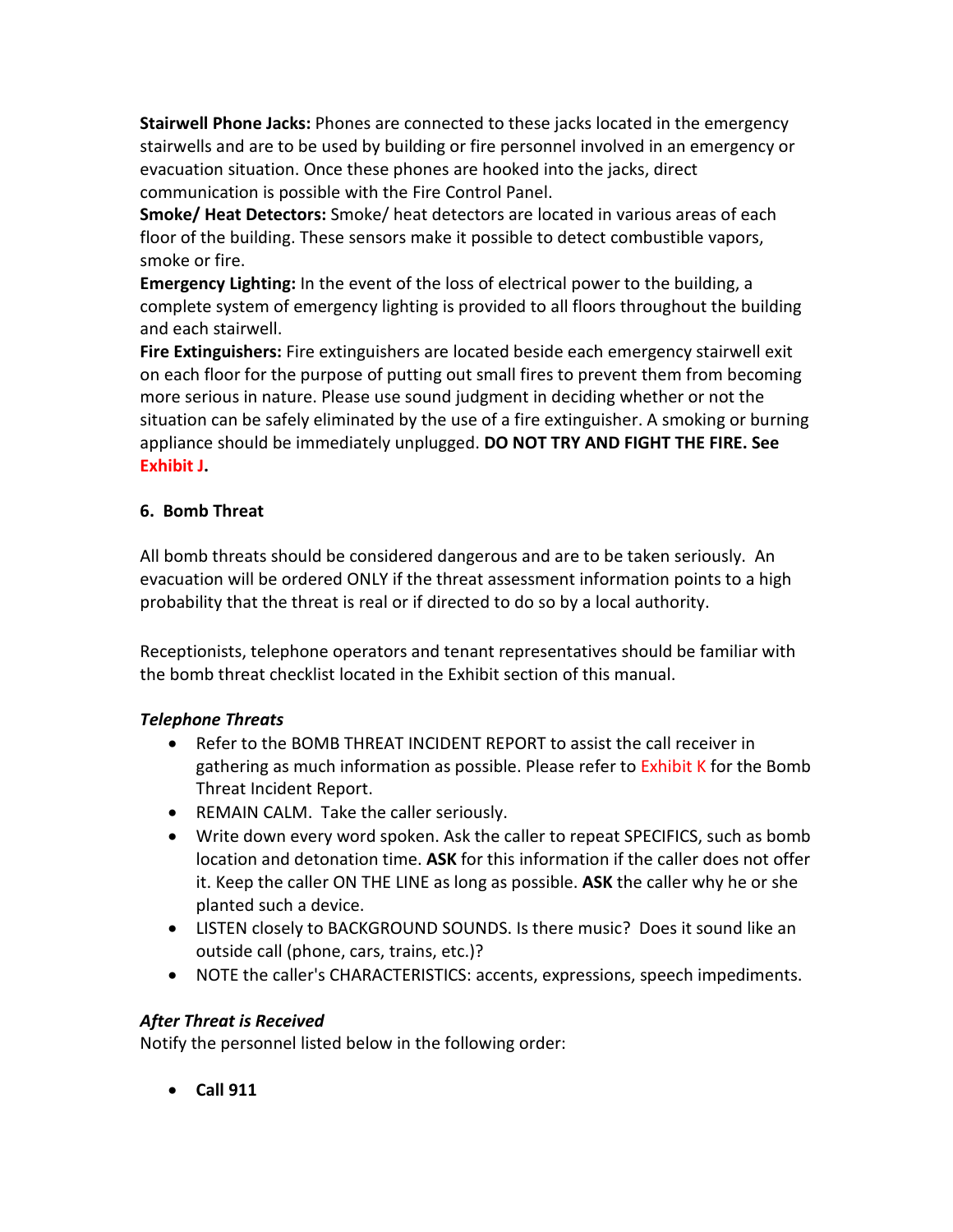**Stairwell Phone Jacks:** Phones are connected to these jacks located in the emergency stairwells and are to be used by building or fire personnel involved in an emergency or evacuation situation. Once these phones are hooked into the jacks, direct communication is possible with the Fire Control Panel.

**Smoke/ Heat Detectors:** Smoke/ heat detectors are located in various areas of each floor of the building. These sensors make it possible to detect combustible vapors, smoke or fire.

**Emergency Lighting:** In the event of the loss of electrical power to the building, a complete system of emergency lighting is provided to all floors throughout the building and each stairwell.

**Fire Extinguishers:** Fire extinguishers are located beside each emergency stairwell exit on each floor for the purpose of putting out small fires to prevent them from becoming more serious in nature. Please use sound judgment in deciding whether or not the situation can be safely eliminated by the use of a fire extinguisher. A smoking or burning appliance should be immediately unplugged. **DO NOT TRY AND FIGHT THE FIRE. See Exhibit J.**

## 6. Bomb Threat

All bomb threats should be considered dangerous and are to be taken seriously. An evacuation will be ordered ONLY if the threat assessment information points to a high probability that the threat is real or if directed to do so by a local authority.

Receptionists, telephone operators and tenant representatives should be familiar with the bomb threat checklist located in the Exhibit section of this manual.

***Telephone Threats***

- Refer to the BOMB THREAT INCIDENT REPORT to assist the call receiver in gathering as much information as possible. Please refer to Exhibit K for the Bomb Threat Incident Report.
- REMAIN CALM. Take the caller seriously.
- Write down every word spoken. Ask the caller to repeat SPECIFICS, such as bomb location and detonation time. **ASK** for this information if the caller does not offer it. Keep the caller ON THE LINE as long as possible. **ASK** the caller why he or she planted such a device.
- LISTEN closely to BACKGROUND SOUNDS. Is there music? Does it sound like an outside call (phone, cars, trains, etc.)?
- NOTE the caller's CHARACTERISTICS: accents, expressions, speech impediments.

***After Threat is Received***

Notify the personnel listed below in the following order:

- **Call 911**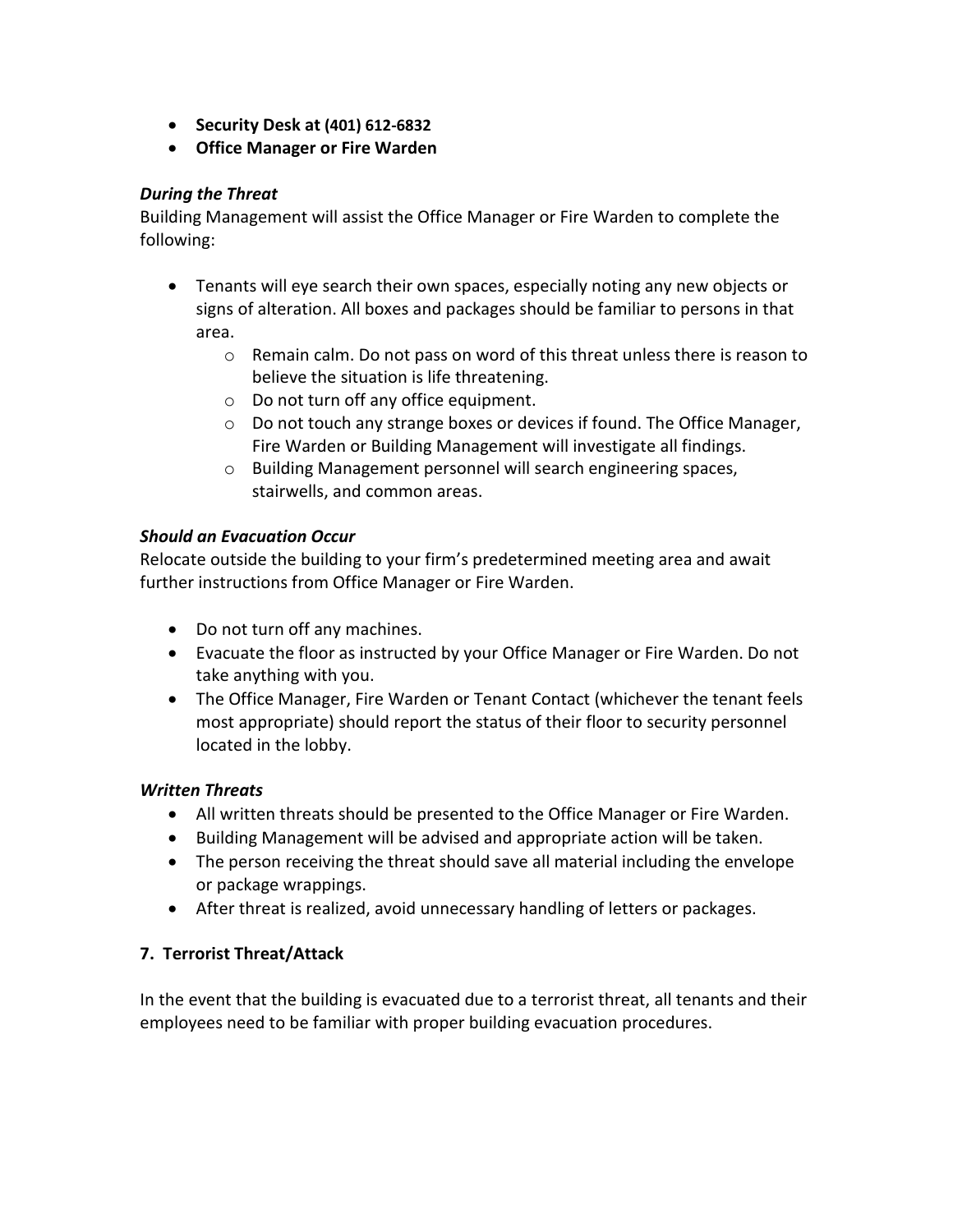- **Security Desk at (401) 612-6832**
- **Office Manager or Fire Warden**

***During the Threat***

Building Management will assist the Office Manager or Fire Warden to complete the following:

- Tenants will eye search their own spaces, especially noting any new objects or signs of alteration. All boxes and packages should be familiar to persons in that area.
  - Remain calm. Do not pass on word of this threat unless there is reason to believe the situation is life threatening.
  - Do not turn off any office equipment.
  - Do not touch any strange boxes or devices if found. The Office Manager, Fire Warden or Building Management will investigate all findings.
  - Building Management personnel will search engineering spaces, stairwells, and common areas.

***Should an Evacuation Occur***

Relocate outside the building to your firm's predetermined meeting area and await further instructions from Office Manager or Fire Warden.

- Do not turn off any machines.
- Evacuate the floor as instructed by your Office Manager or Fire Warden. Do not take anything with you.
- The Office Manager, Fire Warden or Tenant Contact (whichever the tenant feels most appropriate) should report the status of their floor to security personnel located in the lobby.

***Written Threats***

- All written threats should be presented to the Office Manager or Fire Warden.
- Building Management will be advised and appropriate action will be taken.
- The person receiving the threat should save all material including the envelope or package wrappings.
- After threat is realized, avoid unnecessary handling of letters or packages.

## 7. Terrorist Threat/Attack

In the event that the building is evacuated due to a terrorist threat, all tenants and their employees need to be familiar with proper building evacuation procedures.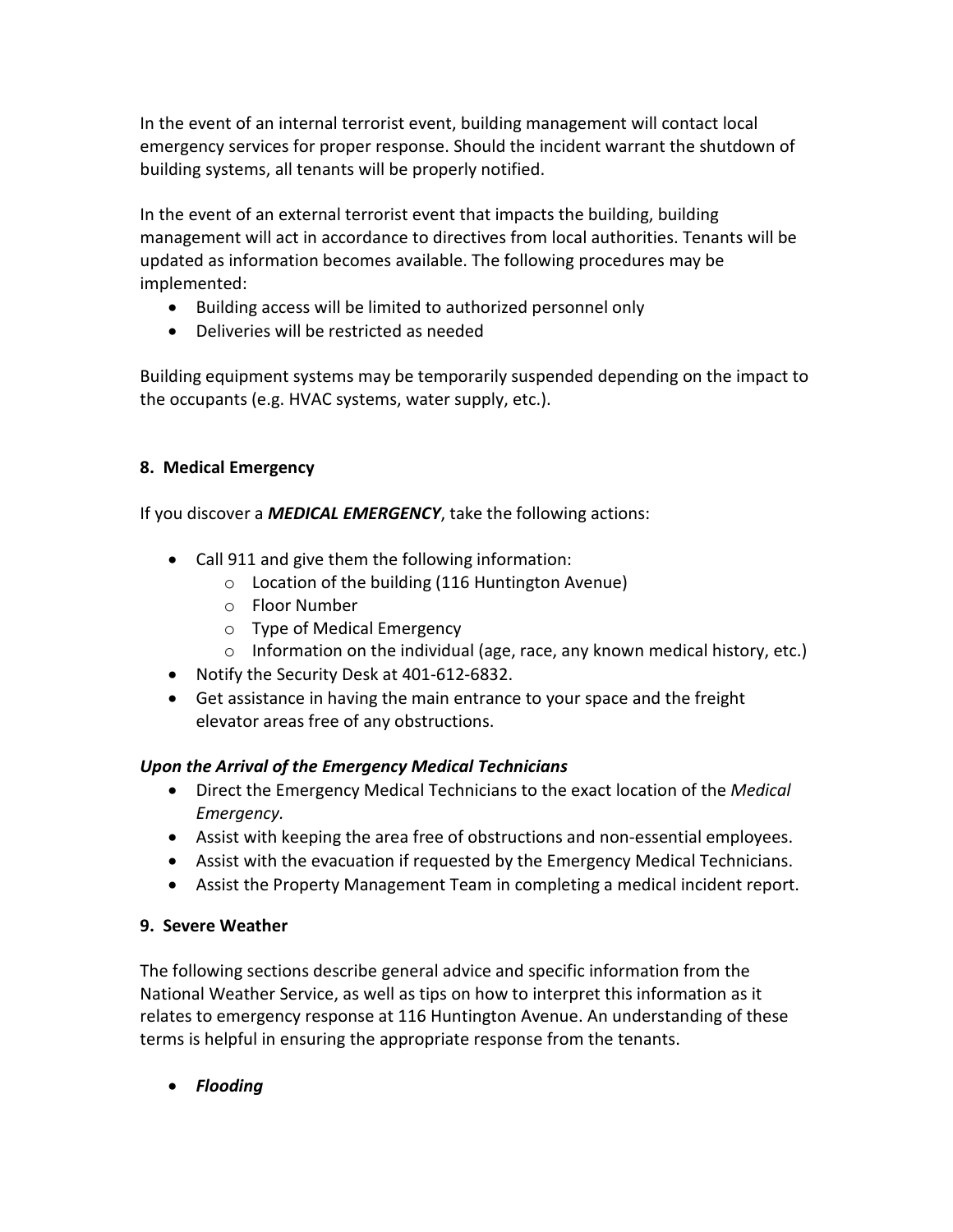In the event of an internal terrorist event, building management will contact local emergency services for proper response. Should the incident warrant the shutdown of building systems, all tenants will be properly notified.

In the event of an external terrorist event that impacts the building, building management will act in accordance to directives from local authorities. Tenants will be updated as information becomes available. The following procedures may be implemented:

- Building access will be limited to authorized personnel only
- Deliveries will be restricted as needed

Building equipment systems may be temporarily suspended depending on the impact to the occupants (e.g. HVAC systems, water supply, etc.).

### 8. Medical Emergency

If you discover a ***MEDICAL EMERGENCY***, take the following actions:

- Call 911 and give them the following information:
  - Location of the building (116 Huntington Avenue)
  - Floor Number
  - Type of Medical Emergency
  - Information on the individual (age, race, any known medical history, etc.)
- Notify the Security Desk at 401-612-6832.
- Get assistance in having the main entrance to your space and the freight elevator areas free of any obstructions.

***Upon the Arrival of the Emergency Medical Technicians***

- Direct the Emergency Medical Technicians to the exact location of the *Medical Emergency.*
- Assist with keeping the area free of obstructions and non-essential employees.
- Assist with the evacuation if requested by the Emergency Medical Technicians.
- Assist the Property Management Team in completing a medical incident report.

### 9. Severe Weather

The following sections describe general advice and specific information from the National Weather Service, as well as tips on how to interpret this information as it relates to emergency response at 116 Huntington Avenue. An understanding of these terms is helpful in ensuring the appropriate response from the tenants.

- ***Flooding***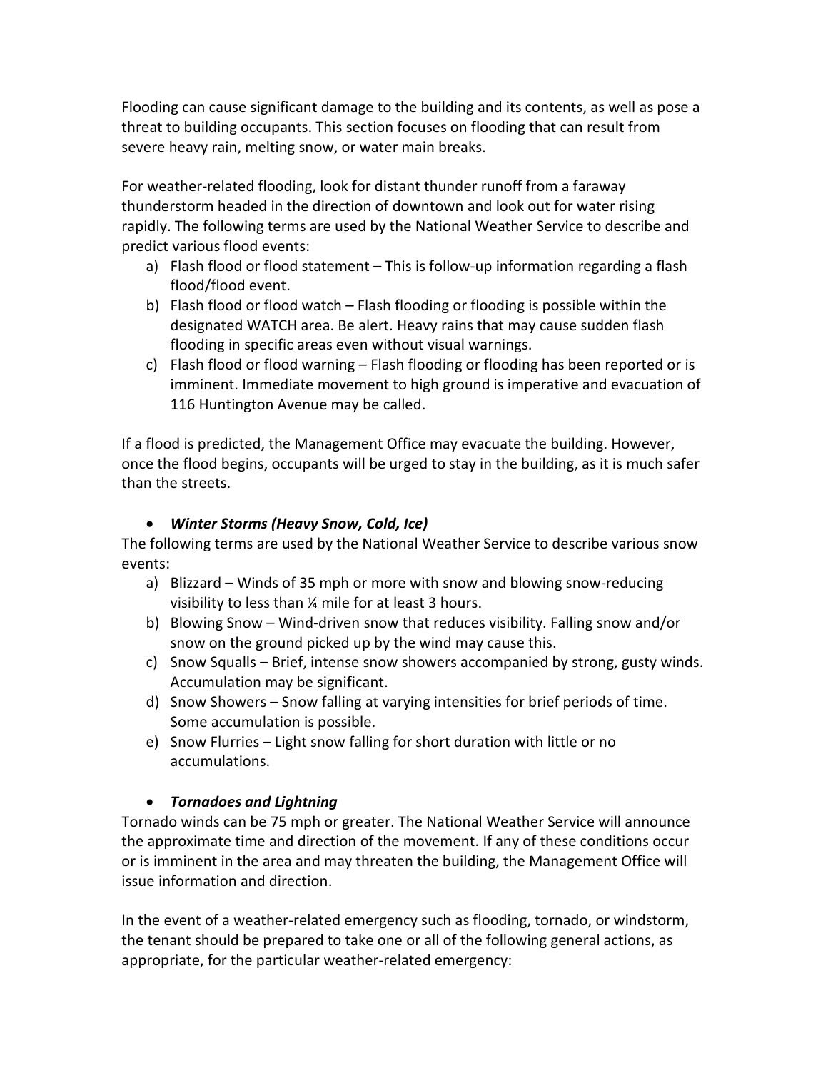Flooding can cause significant damage to the building and its contents, as well as pose a threat to building occupants. This section focuses on flooding that can result from severe heavy rain, melting snow, or water main breaks.

For weather-related flooding, look for distant thunder runoff from a faraway thunderstorm headed in the direction of downtown and look out for water rising rapidly. The following terms are used by the National Weather Service to describe and predict various flood events:

a) Flash flood or flood statement – This is follow-up information regarding a flash flood/flood event.
b) Flash flood or flood watch – Flash flooding or flooding is possible within the designated WATCH area. Be alert. Heavy rains that may cause sudden flash flooding in specific areas even without visual warnings.
c) Flash flood or flood warning – Flash flooding or flooding has been reported or is imminent. Immediate movement to high ground is imperative and evacuation of 116 Huntington Avenue may be called.

If a flood is predicted, the Management Office may evacuate the building. However, once the flood begins, occupants will be urged to stay in the building, as it is much safer than the streets.

- ***Winter Storms (Heavy Snow, Cold, Ice)***

The following terms are used by the National Weather Service to describe various snow events:

a) Blizzard – Winds of 35 mph or more with snow and blowing snow-reducing visibility to less than ¼ mile for at least 3 hours.
b) Blowing Snow – Wind-driven snow that reduces visibility. Falling snow and/or snow on the ground picked up by the wind may cause this.
c) Snow Squalls – Brief, intense snow showers accompanied by strong, gusty winds. Accumulation may be significant.
d) Snow Showers – Snow falling at varying intensities for brief periods of time. Some accumulation is possible.
e) Snow Flurries – Light snow falling for short duration with little or no accumulations.

- ***Tornadoes and Lightning***

Tornado winds can be 75 mph or greater. The National Weather Service will announce the approximate time and direction of the movement. If any of these conditions occur or is imminent in the area and may threaten the building, the Management Office will issue information and direction.

In the event of a weather-related emergency such as flooding, tornado, or windstorm, the tenant should be prepared to take one or all of the following general actions, as appropriate, for the particular weather-related emergency: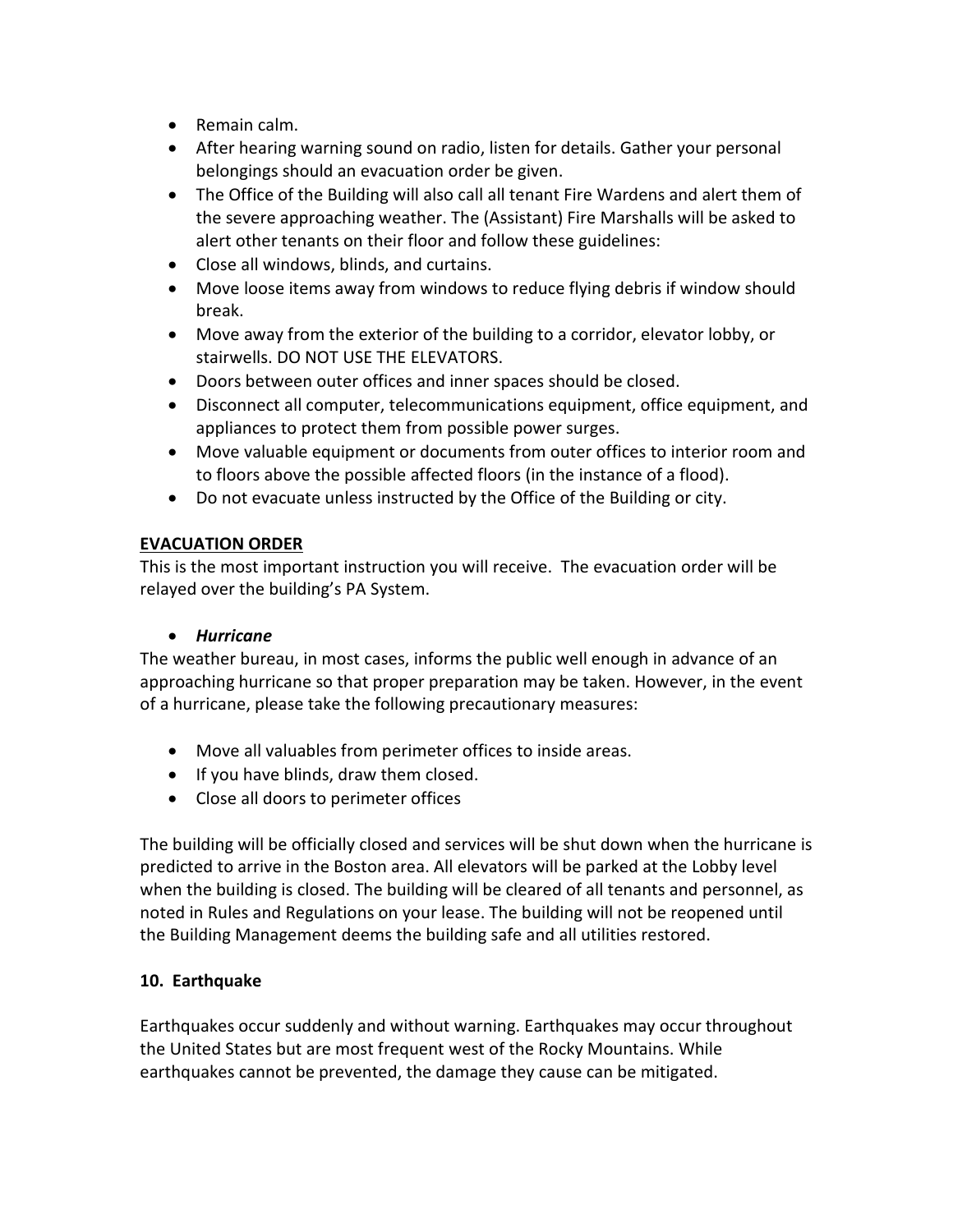- Remain calm.
- After hearing warning sound on radio, listen for details. Gather your personal belongings should an evacuation order be given.
- The Office of the Building will also call all tenant Fire Wardens and alert them of the severe approaching weather. The (Assistant) Fire Marshalls will be asked to alert other tenants on their floor and follow these guidelines:
- Close all windows, blinds, and curtains.
- Move loose items away from windows to reduce flying debris if window should break.
- Move away from the exterior of the building to a corridor, elevator lobby, or stairwells. DO NOT USE THE ELEVATORS.
- Doors between outer offices and inner spaces should be closed.
- Disconnect all computer, telecommunications equipment, office equipment, and appliances to protect them from possible power surges.
- Move valuable equipment or documents from outer offices to interior room and to floors above the possible affected floors (in the instance of a flood).
- Do not evacuate unless instructed by the Office of the Building or city.

**EVACUATION ORDER**

This is the most important instruction you will receive. The evacuation order will be relayed over the building's PA System.

- ***Hurricane***

The weather bureau, in most cases, informs the public well enough in advance of an approaching hurricane so that proper preparation may be taken. However, in the event of a hurricane, please take the following precautionary measures:

- Move all valuables from perimeter offices to inside areas.
- If you have blinds, draw them closed.
- Close all doors to perimeter offices

The building will be officially closed and services will be shut down when the hurricane is predicted to arrive in the Boston area. All elevators will be parked at the Lobby level when the building is closed. The building will be cleared of all tenants and personnel, as noted in Rules and Regulations on your lease. The building will not be reopened until the Building Management deems the building safe and all utilities restored.

## 10. Earthquake

Earthquakes occur suddenly and without warning. Earthquakes may occur throughout the United States but are most frequent west of the Rocky Mountains. While earthquakes cannot be prevented, the damage they cause can be mitigated.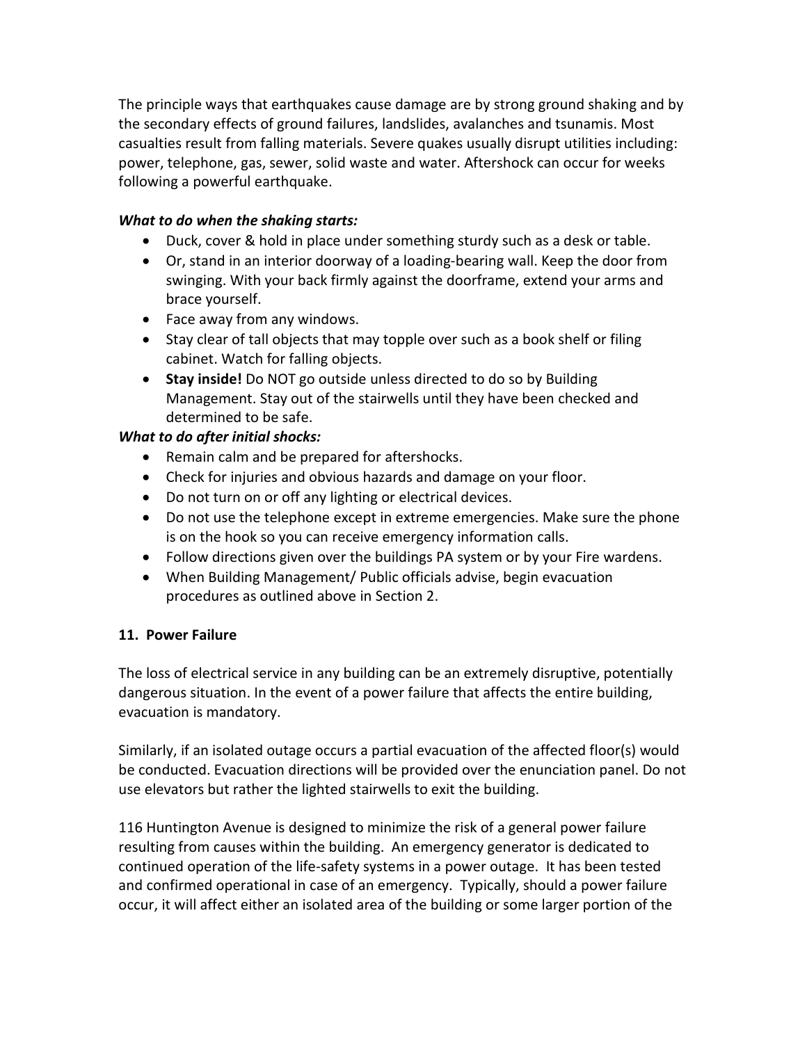The principle ways that earthquakes cause damage are by strong ground shaking and by the secondary effects of ground failures, landslides, avalanches and tsunamis. Most casualties result from falling materials. Severe quakes usually disrupt utilities including: power, telephone, gas, sewer, solid waste and water. Aftershock can occur for weeks following a powerful earthquake.

***What to do when the shaking starts:***

- Duck, cover & hold in place under something sturdy such as a desk or table.
- Or, stand in an interior doorway of a loading-bearing wall. Keep the door from swinging. With your back firmly against the doorframe, extend your arms and brace yourself.
- Face away from any windows.
- Stay clear of tall objects that may topple over such as a book shelf or filing cabinet. Watch for falling objects.
- **Stay inside!** Do NOT go outside unless directed to do so by Building Management. Stay out of the stairwells until they have been checked and determined to be safe.

***What to do after initial shocks:***

- Remain calm and be prepared for aftershocks.
- Check for injuries and obvious hazards and damage on your floor.
- Do not turn on or off any lighting or electrical devices.
- Do not use the telephone except in extreme emergencies. Make sure the phone is on the hook so you can receive emergency information calls.
- Follow directions given over the buildings PA system or by your Fire wardens.
- When Building Management/ Public officials advise, begin evacuation procedures as outlined above in Section 2.

**11. Power Failure**

The loss of electrical service in any building can be an extremely disruptive, potentially dangerous situation. In the event of a power failure that affects the entire building, evacuation is mandatory.

Similarly, if an isolated outage occurs a partial evacuation of the affected floor(s) would be conducted. Evacuation directions will be provided over the enunciation panel. Do not use elevators but rather the lighted stairwells to exit the building.

116 Huntington Avenue is designed to minimize the risk of a general power failure resulting from causes within the building. An emergency generator is dedicated to continued operation of the life-safety systems in a power outage. It has been tested and confirmed operational in case of an emergency. Typically, should a power failure occur, it will affect either an isolated area of the building or some larger portion of the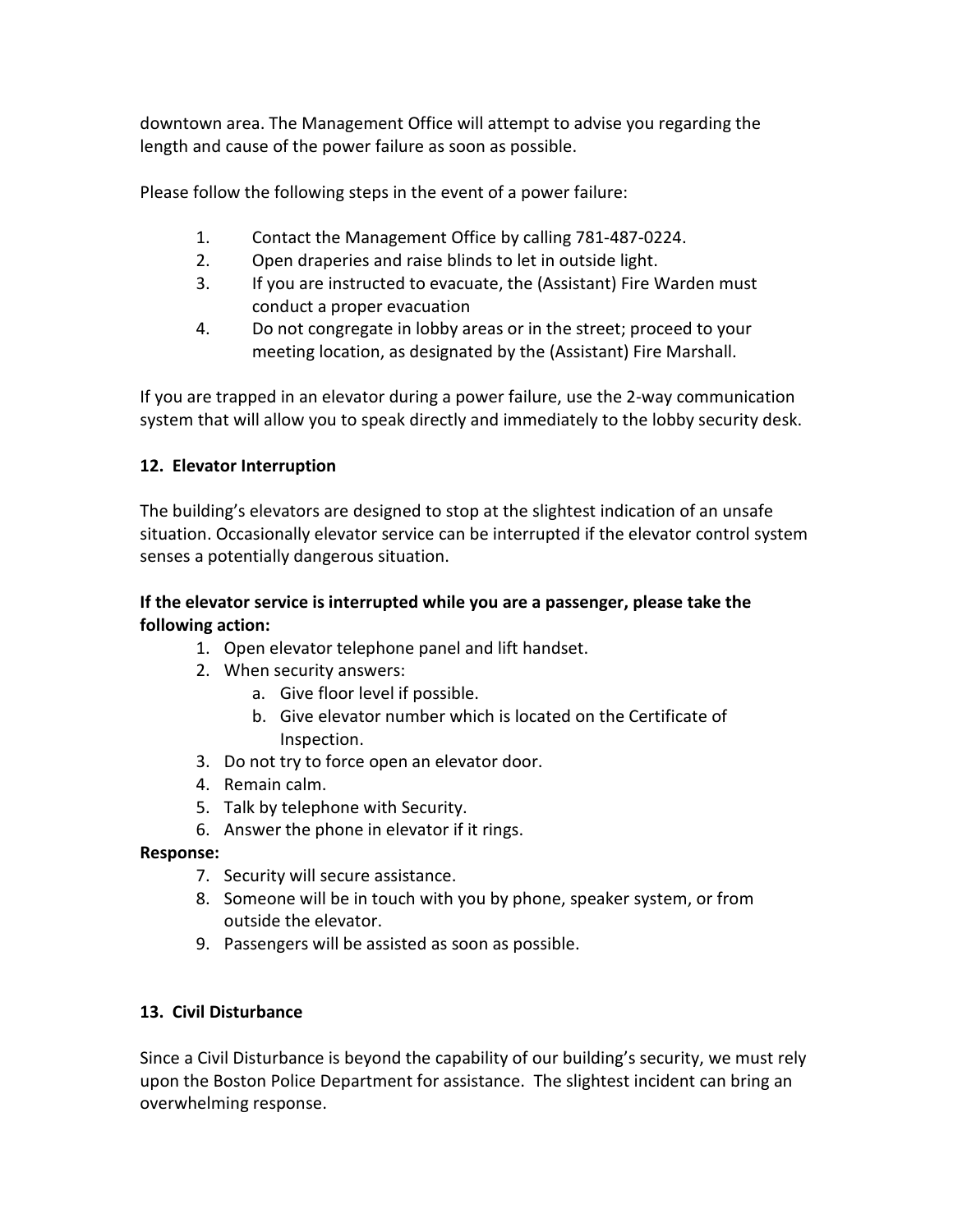downtown area. The Management Office will attempt to advise you regarding the length and cause of the power failure as soon as possible.

Please follow the following steps in the event of a power failure:

1. Contact the Management Office by calling 781-487-0224.
2. Open draperies and raise blinds to let in outside light.
3. If you are instructed to evacuate, the (Assistant) Fire Warden must conduct a proper evacuation
4. Do not congregate in lobby areas or in the street; proceed to your meeting location, as designated by the (Assistant) Fire Marshall.

If you are trapped in an elevator during a power failure, use the 2-way communication system that will allow you to speak directly and immediately to the lobby security desk.

## 12. Elevator Interruption

The building's elevators are designed to stop at the slightest indication of an unsafe situation. Occasionally elevator service can be interrupted if the elevator control system senses a potentially dangerous situation.

**If the elevator service is interrupted while you are a passenger, please take the following action:**

1. Open elevator telephone panel and lift handset.
2. When security answers:
   a. Give floor level if possible.
   b. Give elevator number which is located on the Certificate of Inspection.
3. Do not try to force open an elevator door.
4. Remain calm.
5. Talk by telephone with Security.
6. Answer the phone in elevator if it rings.

**Response:**

7. Security will secure assistance.
8. Someone will be in touch with you by phone, speaker system, or from outside the elevator.
9. Passengers will be assisted as soon as possible.

## 13. Civil Disturbance

Since a Civil Disturbance is beyond the capability of our building's security, we must rely upon the Boston Police Department for assistance. The slightest incident can bring an overwhelming response.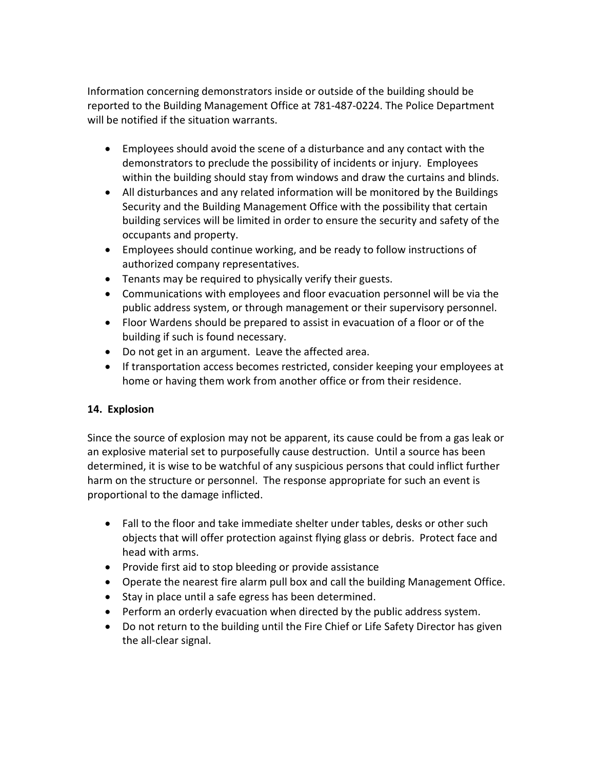Information concerning demonstrators inside or outside of the building should be reported to the Building Management Office at 781-487-0224. The Police Department will be notified if the situation warrants.

- Employees should avoid the scene of a disturbance and any contact with the demonstrators to preclude the possibility of incidents or injury. Employees within the building should stay from windows and draw the curtains and blinds.
- All disturbances and any related information will be monitored by the Buildings Security and the Building Management Office with the possibility that certain building services will be limited in order to ensure the security and safety of the occupants and property.
- Employees should continue working, and be ready to follow instructions of authorized company representatives.
- Tenants may be required to physically verify their guests.
- Communications with employees and floor evacuation personnel will be via the public address system, or through management or their supervisory personnel.
- Floor Wardens should be prepared to assist in evacuation of a floor or of the building if such is found necessary.
- Do not get in an argument. Leave the affected area.
- If transportation access becomes restricted, consider keeping your employees at home or having them work from another office or from their residence.

**14. Explosion**

Since the source of explosion may not be apparent, its cause could be from a gas leak or an explosive material set to purposefully cause destruction. Until a source has been determined, it is wise to be watchful of any suspicious persons that could inflict further harm on the structure or personnel. The response appropriate for such an event is proportional to the damage inflicted.

- Fall to the floor and take immediate shelter under tables, desks or other such objects that will offer protection against flying glass or debris. Protect face and head with arms.
- Provide first aid to stop bleeding or provide assistance
- Operate the nearest fire alarm pull box and call the building Management Office.
- Stay in place until a safe egress has been determined.
- Perform an orderly evacuation when directed by the public address system.
- Do not return to the building until the Fire Chief or Life Safety Director has given the all-clear signal.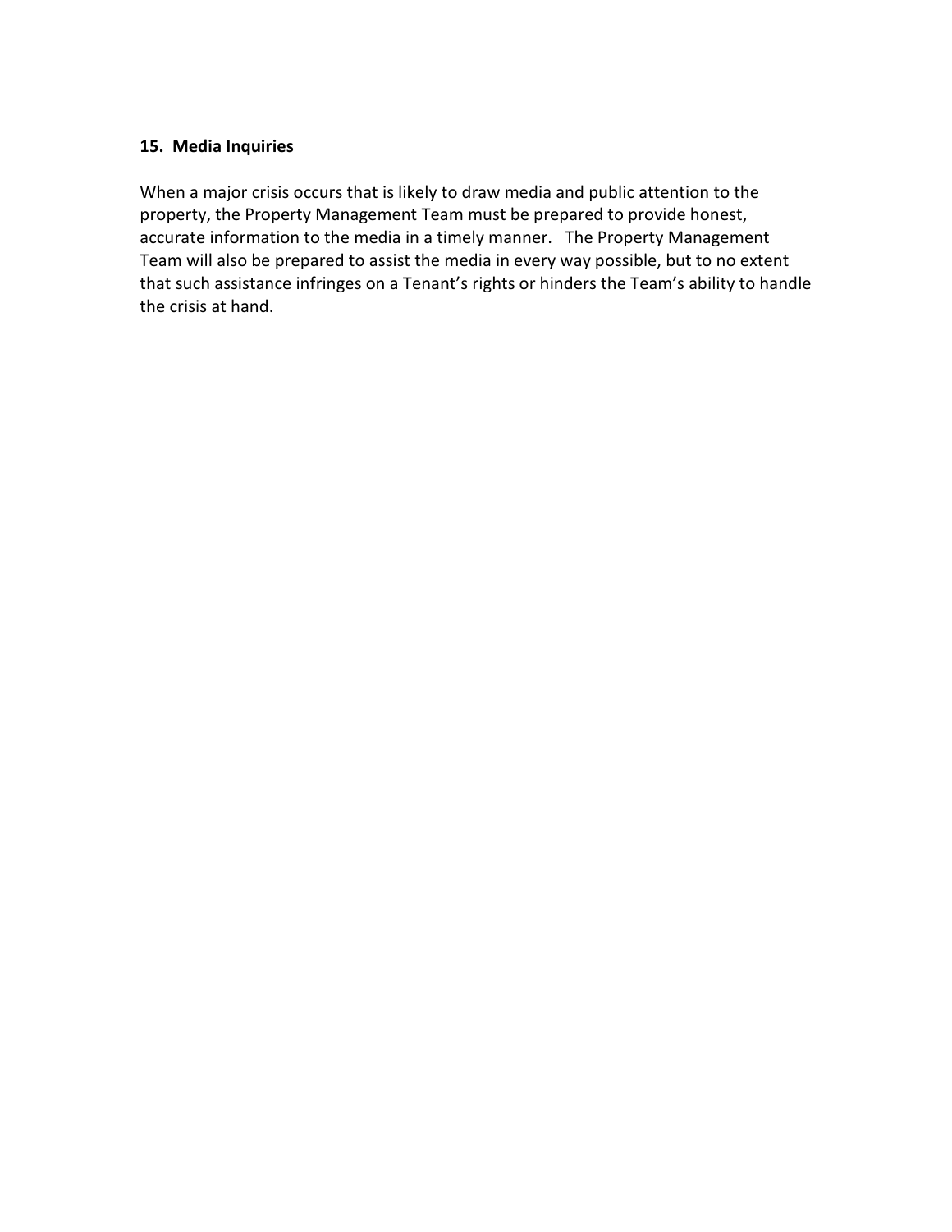### 15. Media Inquiries

When a major crisis occurs that is likely to draw media and public attention to the property, the Property Management Team must be prepared to provide honest, accurate information to the media in a timely manner. The Property Management Team will also be prepared to assist the media in every way possible, but to no extent that such assistance infringes on a Tenant's rights or hinders the Team's ability to handle the crisis at hand.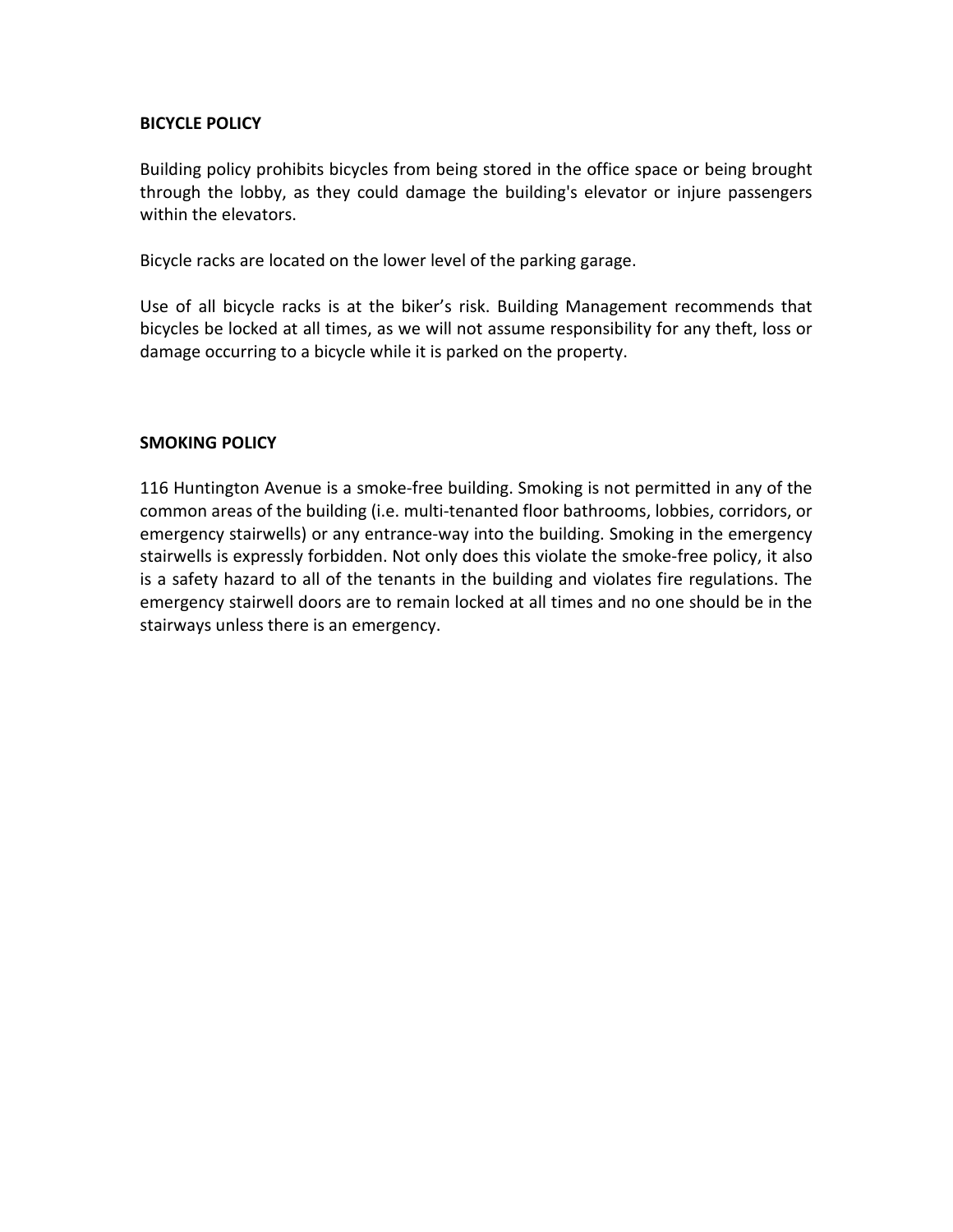**BICYCLE POLICY**

Building policy prohibits bicycles from being stored in the office space or being brought through the lobby, as they could damage the building's elevator or injure passengers within the elevators.

Bicycle racks are located on the lower level of the parking garage.

Use of all bicycle racks is at the biker's risk. Building Management recommends that bicycles be locked at all times, as we will not assume responsibility for any theft, loss or damage occurring to a bicycle while it is parked on the property.

**SMOKING POLICY**

116 Huntington Avenue is a smoke-free building. Smoking is not permitted in any of the common areas of the building (i.e. multi-tenanted floor bathrooms, lobbies, corridors, or emergency stairwells) or any entrance-way into the building. Smoking in the emergency stairwells is expressly forbidden. Not only does this violate the smoke-free policy, it also is a safety hazard to all of the tenants in the building and violates fire regulations. The emergency stairwell doors are to remain locked at all times and no one should be in the stairways unless there is an emergency.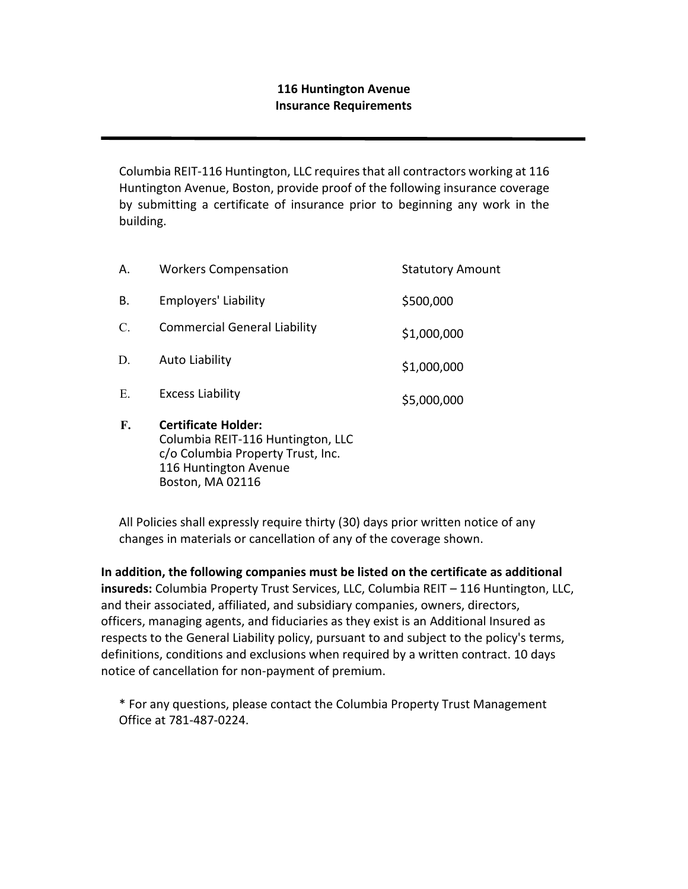# 116 Huntington Avenue
## Insurance Requirements

---

Columbia REIT-116 Huntington, LLC requires that all contractors working at 116 Huntington Avenue, Boston, provide proof of the following insurance coverage by submitting a certificate of insurance prior to beginning any work in the building.

| | | |
|---|---|---|
| A. | Workers Compensation | Statutory Amount |
| B. | Employers' Liability | $500,000 |
| C. | Commercial General Liability | $1,000,000 |
| D. | Auto Liability | $1,000,000 |
| E. | Excess Liability | $5,000,000 |

**F. Certificate Holder:**
Columbia REIT-116 Huntington, LLC
c/o Columbia Property Trust, Inc.
116 Huntington Avenue
Boston, MA 02116

All Policies shall expressly require thirty (30) days prior written notice of any changes in materials or cancellation of any of the coverage shown.

**In addition, the following companies must be listed on the certificate as additional insureds:** Columbia Property Trust Services, LLC, Columbia REIT – 116 Huntington, LLC, and their associated, affiliated, and subsidiary companies, owners, directors, officers, managing agents, and fiduciaries as they exist is an Additional Insured as respects to the General Liability policy, pursuant to and subject to the policy's terms, definitions, conditions and exclusions when required by a written contract. 10 days notice of cancellation for non-payment of premium.

* For any questions, please contact the Columbia Property Trust Management Office at 781-487-0224.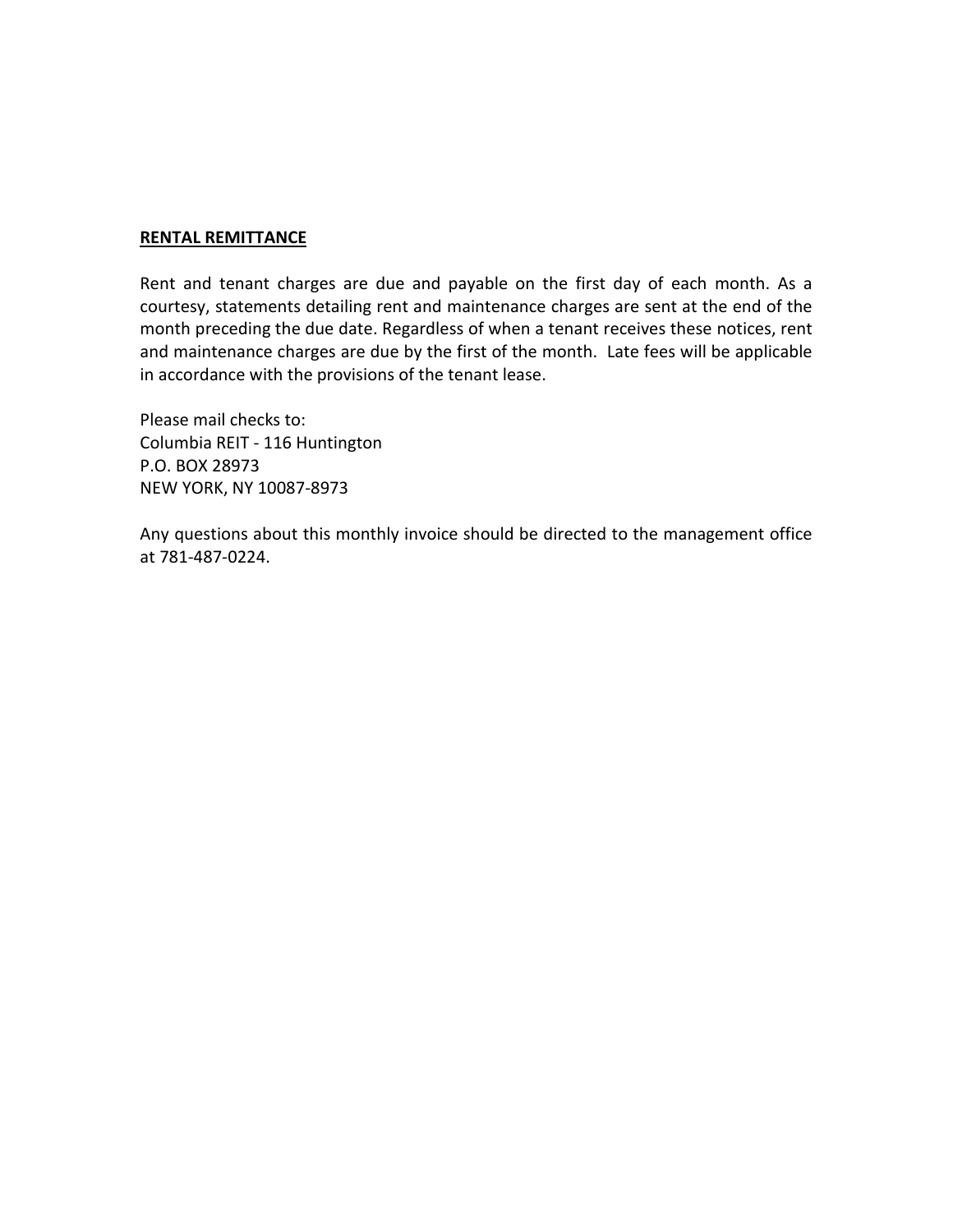**RENTAL REMITTANCE**

Rent and tenant charges are due and payable on the first day of each month. As a courtesy, statements detailing rent and maintenance charges are sent at the end of the month preceding the due date. Regardless of when a tenant receives these notices, rent and maintenance charges are due by the first of the month. Late fees will be applicable in accordance with the provisions of the tenant lease.

Please mail checks to:
Columbia REIT - 116 Huntington
P.O. BOX 28973
NEW YORK, NY 10087-8973

Any questions about this monthly invoice should be directed to the management office at 781-487-0224.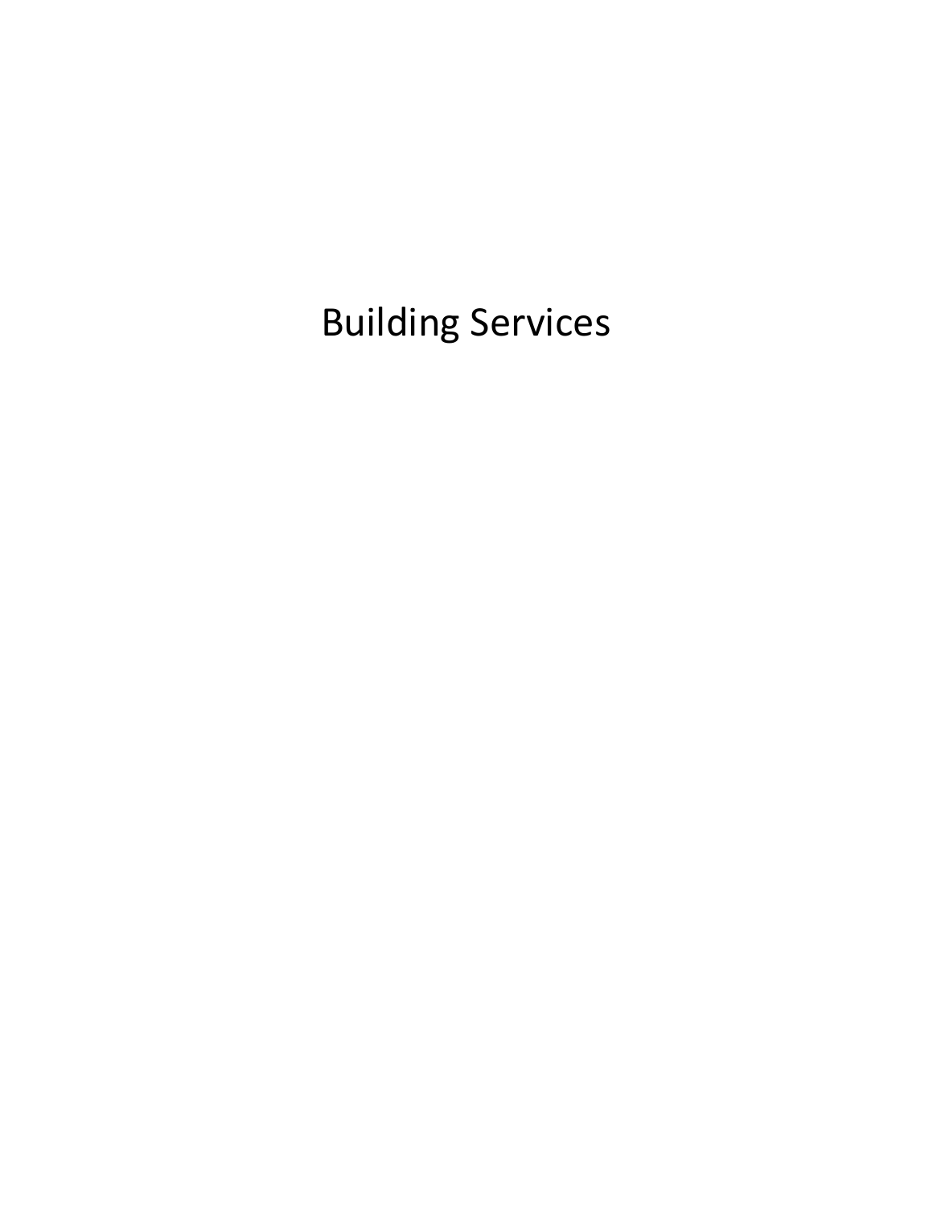# Building Services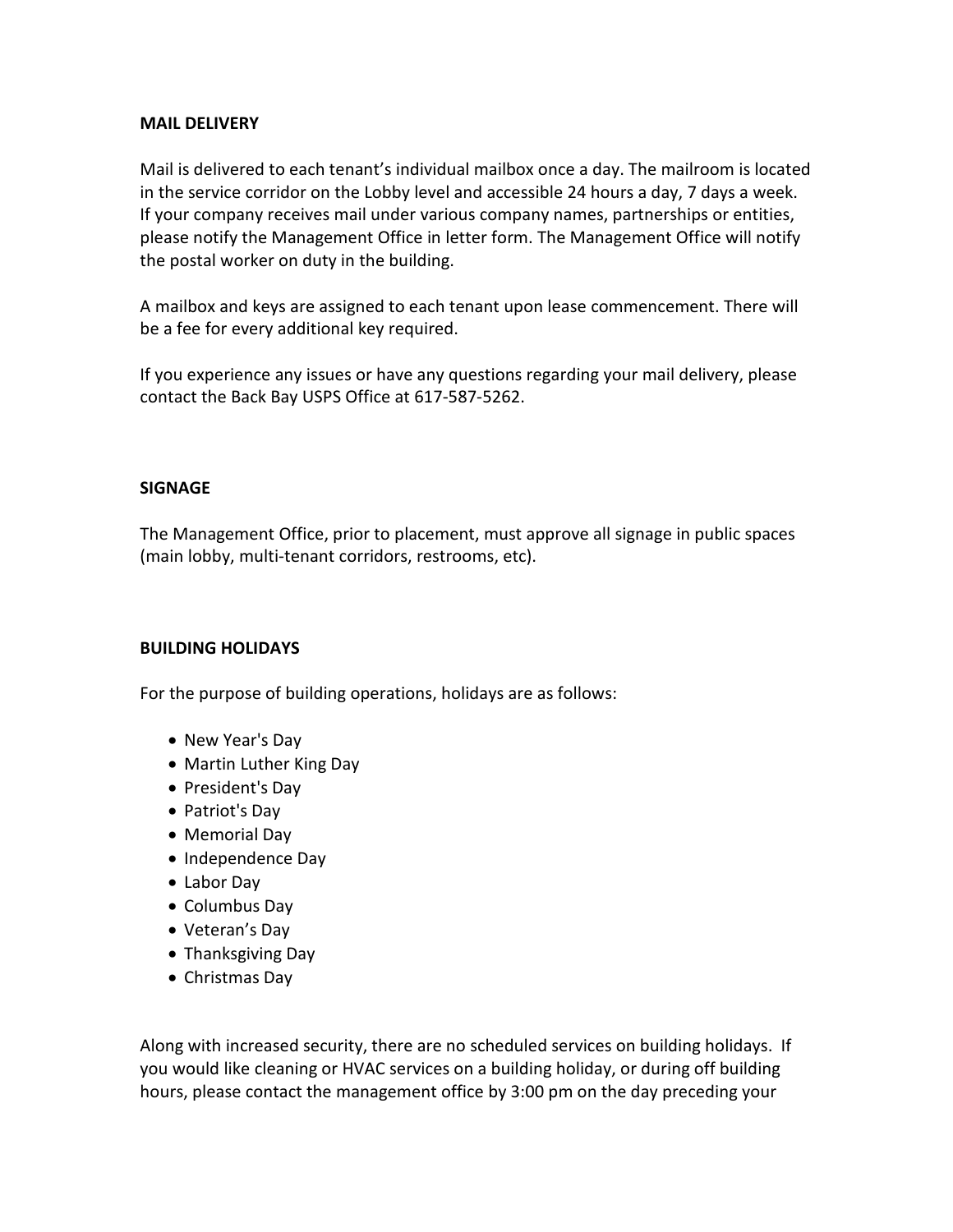**MAIL DELIVERY**

Mail is delivered to each tenant's individual mailbox once a day. The mailroom is located in the service corridor on the Lobby level and accessible 24 hours a day, 7 days a week. If your company receives mail under various company names, partnerships or entities, please notify the Management Office in letter form. The Management Office will notify the postal worker on duty in the building.

A mailbox and keys are assigned to each tenant upon lease commencement. There will be a fee for every additional key required.

If you experience any issues or have any questions regarding your mail delivery, please contact the Back Bay USPS Office at 617-587-5262.

**SIGNAGE**

The Management Office, prior to placement, must approve all signage in public spaces (main lobby, multi-tenant corridors, restrooms, etc).

**BUILDING HOLIDAYS**

For the purpose of building operations, holidays are as follows:

- New Year's Day
- Martin Luther King Day
- President's Day
- Patriot's Day
- Memorial Day
- Independence Day
- Labor Day
- Columbus Day
- Veteran's Day
- Thanksgiving Day
- Christmas Day

Along with increased security, there are no scheduled services on building holidays. If you would like cleaning or HVAC services on a building holiday, or during off building hours, please contact the management office by 3:00 pm on the day preceding your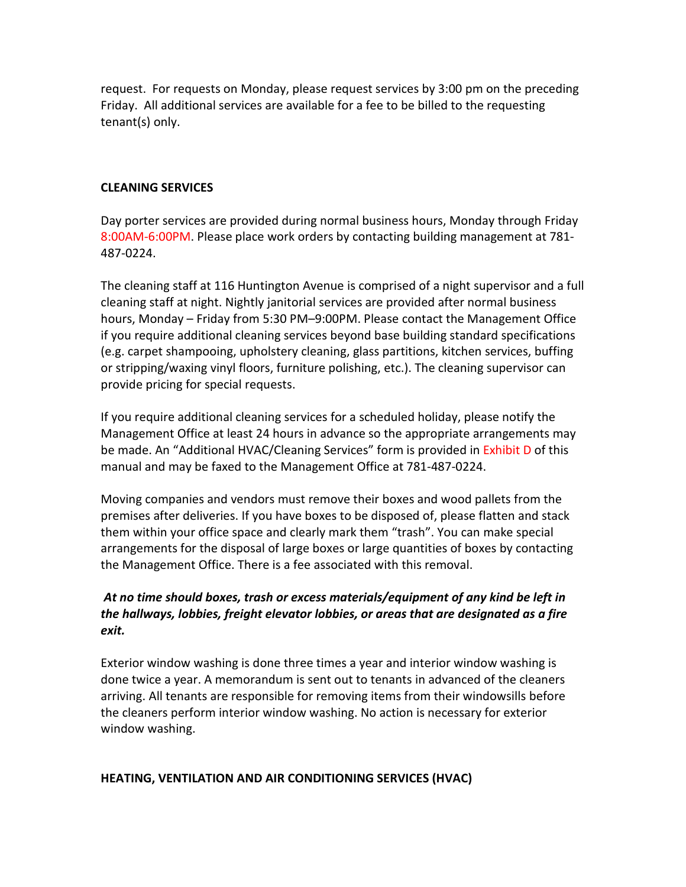request. For requests on Monday, please request services by 3:00 pm on the preceding Friday. All additional services are available for a fee to be billed to the requesting tenant(s) only.

**CLEANING SERVICES**

Day porter services are provided during normal business hours, Monday through Friday 8:00AM-6:00PM. Please place work orders by contacting building management at 781-487-0224.

The cleaning staff at 116 Huntington Avenue is comprised of a night supervisor and a full cleaning staff at night. Nightly janitorial services are provided after normal business hours, Monday – Friday from 5:30 PM–9:00PM. Please contact the Management Office if you require additional cleaning services beyond base building standard specifications (e.g. carpet shampooing, upholstery cleaning, glass partitions, kitchen services, buffing or stripping/waxing vinyl floors, furniture polishing, etc.). The cleaning supervisor can provide pricing for special requests.

If you require additional cleaning services for a scheduled holiday, please notify the Management Office at least 24 hours in advance so the appropriate arrangements may be made. An "Additional HVAC/Cleaning Services" form is provided in Exhibit D of this manual and may be faxed to the Management Office at 781-487-0224.

Moving companies and vendors must remove their boxes and wood pallets from the premises after deliveries. If you have boxes to be disposed of, please flatten and stack them within your office space and clearly mark them "trash". You can make special arrangements for the disposal of large boxes or large quantities of boxes by contacting the Management Office. There is a fee associated with this removal.

***At no time should boxes, trash or excess materials/equipment of any kind be left in the hallways, lobbies, freight elevator lobbies, or areas that are designated as a fire exit.***

Exterior window washing is done three times a year and interior window washing is done twice a year. A memorandum is sent out to tenants in advanced of the cleaners arriving. All tenants are responsible for removing items from their windowsills before the cleaners perform interior window washing. No action is necessary for exterior window washing.

**HEATING, VENTILATION AND AIR CONDITIONING SERVICES (HVAC)**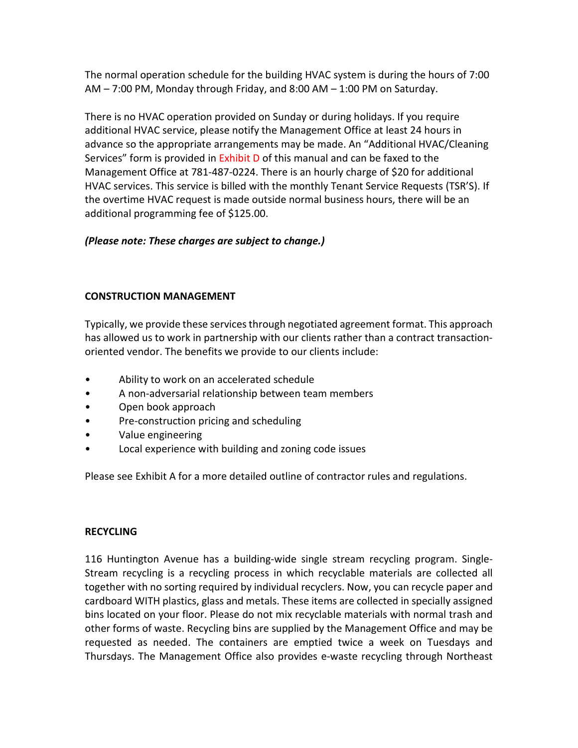The normal operation schedule for the building HVAC system is during the hours of 7:00 AM – 7:00 PM, Monday through Friday, and 8:00 AM – 1:00 PM on Saturday.

There is no HVAC operation provided on Sunday or during holidays. If you require additional HVAC service, please notify the Management Office at least 24 hours in advance so the appropriate arrangements may be made. An "Additional HVAC/Cleaning Services" form is provided in Exhibit D of this manual and can be faxed to the Management Office at 781-487-0224. There is an hourly charge of $20 for additional HVAC services. This service is billed with the monthly Tenant Service Requests (TSR'S). If the overtime HVAC request is made outside normal business hours, there will be an additional programming fee of $125.00.

***(Please note: These charges are subject to change.)***

**CONSTRUCTION MANAGEMENT**

Typically, we provide these services through negotiated agreement format. This approach has allowed us to work in partnership with our clients rather than a contract transaction-oriented vendor. The benefits we provide to our clients include:

- Ability to work on an accelerated schedule
- A non-adversarial relationship between team members
- Open book approach
- Pre-construction pricing and scheduling
- Value engineering
- Local experience with building and zoning code issues

Please see Exhibit A for a more detailed outline of contractor rules and regulations.

**RECYCLING**

116 Huntington Avenue has a building-wide single stream recycling program. Single-Stream recycling is a recycling process in which recyclable materials are collected all together with no sorting required by individual recyclers. Now, you can recycle paper and cardboard WITH plastics, glass and metals. These items are collected in specially assigned bins located on your floor. Please do not mix recyclable materials with normal trash and other forms of waste. Recycling bins are supplied by the Management Office and may be requested as needed. The containers are emptied twice a week on Tuesdays and Thursdays. The Management Office also provides e-waste recycling through Northeast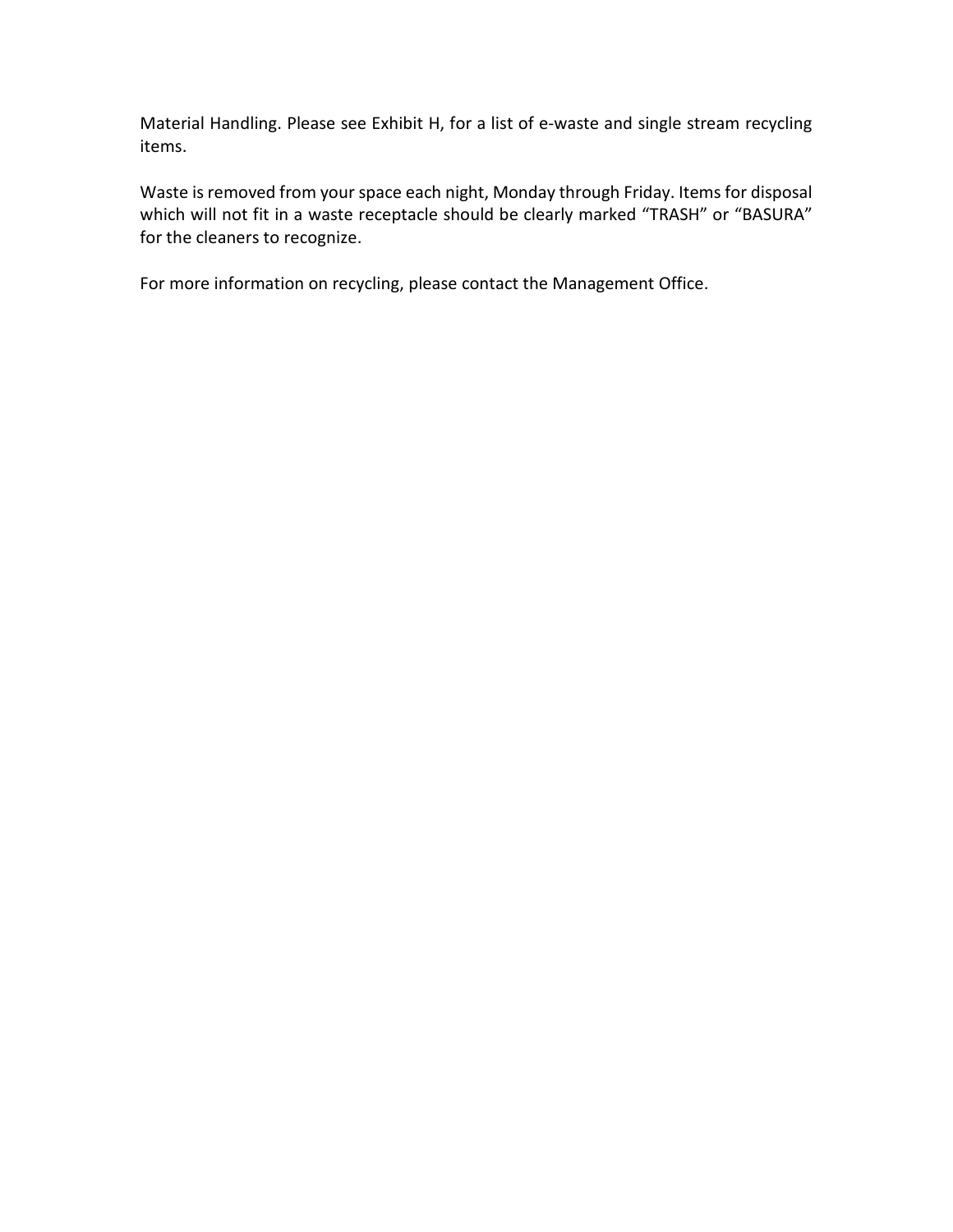Material Handling. Please see Exhibit H, for a list of e-waste and single stream recycling items.

Waste is removed from your space each night, Monday through Friday. Items for disposal which will not fit in a waste receptacle should be clearly marked “TRASH” or “BASURA” for the cleaners to recognize.

For more information on recycling, please contact the Management Office.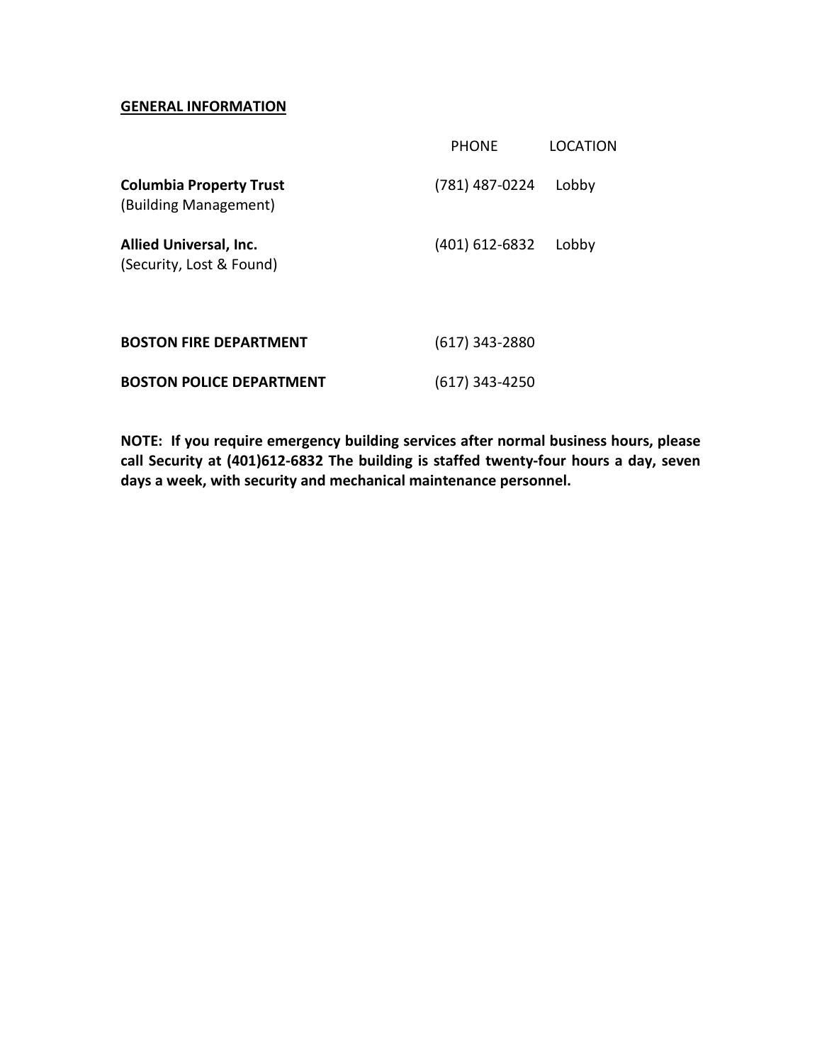**GENERAL INFORMATION**

| | PHONE | LOCATION |
|---|---|---|
| **Columbia Property Trust** (Building Management) | (781) 487-0224 | Lobby |
| **Allied Universal, Inc.** (Security, Lost & Found) | (401) 612-6832 | Lobby |
| **BOSTON FIRE DEPARTMENT** | (617) 343-2880 | |
| **BOSTON POLICE DEPARTMENT** | (617) 343-4250 | |

**NOTE: If you require emergency building services after normal business hours, please call Security at (401)612-6832 The building is staffed twenty-four hours a day, seven days a week, with security and mechanical maintenance personnel.**